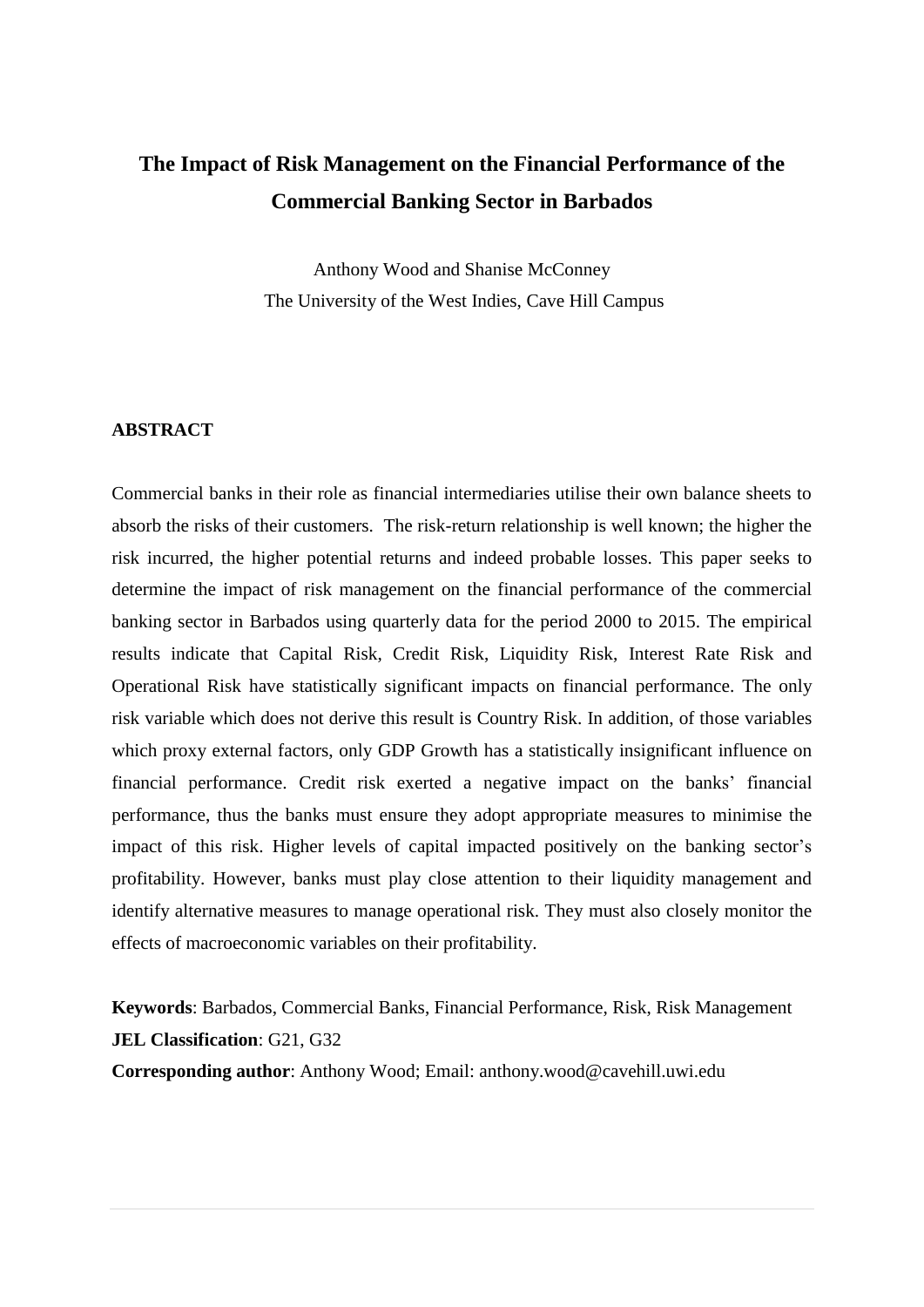# The Impact of Risk Management on the Financial Performance of the Commercial Banking Sector in Barbados

Anthony Wood and Shanise McConney
The University of the West Indies, Cave Hill Campus

## ABSTRACT

Commercial banks in their role as financial intermediaries utilise their own balance sheets to absorb the risks of their customers. The risk-return relationship is well known; the higher the risk incurred, the higher potential returns and indeed probable losses. This paper seeks to determine the impact of risk management on the financial performance of the commercial banking sector in Barbados using quarterly data for the period 2000 to 2015. The empirical results indicate that Capital Risk, Credit Risk, Liquidity Risk, Interest Rate Risk and Operational Risk have statistically significant impacts on financial performance. The only risk variable which does not derive this result is Country Risk. In addition, of those variables which proxy external factors, only GDP Growth has a statistically insignificant influence on financial performance. Credit risk exerted a negative impact on the banks' financial performance, thus the banks must ensure they adopt appropriate measures to minimise the impact of this risk. Higher levels of capital impacted positively on the banking sector's profitability. However, banks must play close attention to their liquidity management and identify alternative measures to manage operational risk. They must also closely monitor the effects of macroeconomic variables on their profitability.

**Keywords**: Barbados, Commercial Banks, Financial Performance, Risk, Risk Management
**JEL Classification**: G21, G32
**Corresponding author**: Anthony Wood; Email: anthony.wood@cavehill.uwi.edu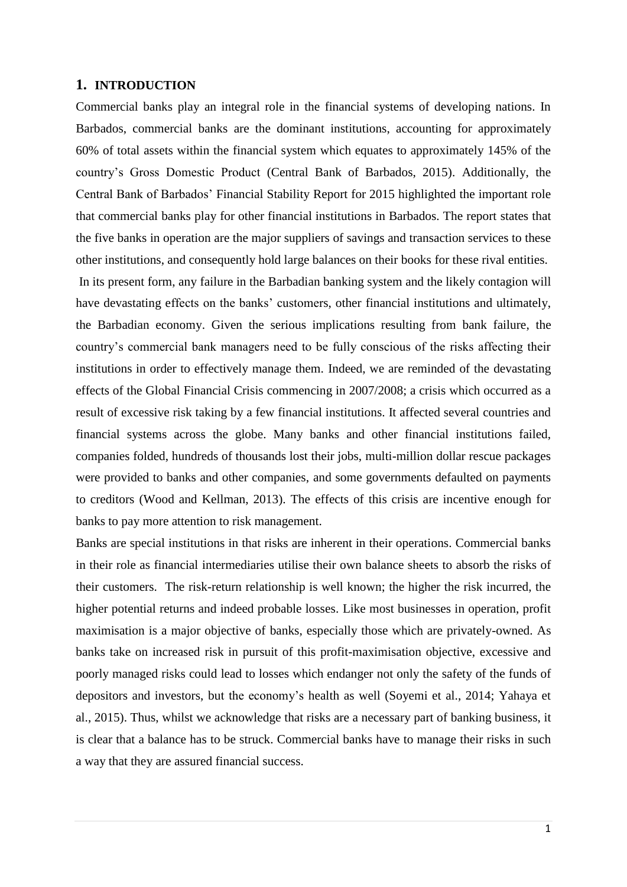# 1. INTRODUCTION

Commercial banks play an integral role in the financial systems of developing nations. In Barbados, commercial banks are the dominant institutions, accounting for approximately 60% of total assets within the financial system which equates to approximately 145% of the country's Gross Domestic Product (Central Bank of Barbados, 2015). Additionally, the Central Bank of Barbados' Financial Stability Report for 2015 highlighted the important role that commercial banks play for other financial institutions in Barbados. The report states that the five banks in operation are the major suppliers of savings and transaction services to these other institutions, and consequently hold large balances on their books for these rival entities.

In its present form, any failure in the Barbadian banking system and the likely contagion will have devastating effects on the banks' customers, other financial institutions and ultimately, the Barbadian economy. Given the serious implications resulting from bank failure, the country's commercial bank managers need to be fully conscious of the risks affecting their institutions in order to effectively manage them. Indeed, we are reminded of the devastating effects of the Global Financial Crisis commencing in 2007/2008; a crisis which occurred as a result of excessive risk taking by a few financial institutions. It affected several countries and financial systems across the globe. Many banks and other financial institutions failed, companies folded, hundreds of thousands lost their jobs, multi-million dollar rescue packages were provided to banks and other companies, and some governments defaulted on payments to creditors (Wood and Kellman, 2013). The effects of this crisis are incentive enough for banks to pay more attention to risk management.

Banks are special institutions in that risks are inherent in their operations. Commercial banks in their role as financial intermediaries utilise their own balance sheets to absorb the risks of their customers. The risk-return relationship is well known; the higher the risk incurred, the higher potential returns and indeed probable losses. Like most businesses in operation, profit maximisation is a major objective of banks, especially those which are privately-owned. As banks take on increased risk in pursuit of this profit-maximisation objective, excessive and poorly managed risks could lead to losses which endanger not only the safety of the funds of depositors and investors, but the economy's health as well (Soyemi et al., 2014; Yahaya et al., 2015). Thus, whilst we acknowledge that risks are a necessary part of banking business, it is clear that a balance has to be struck. Commercial banks have to manage their risks in such a way that they are assured financial success.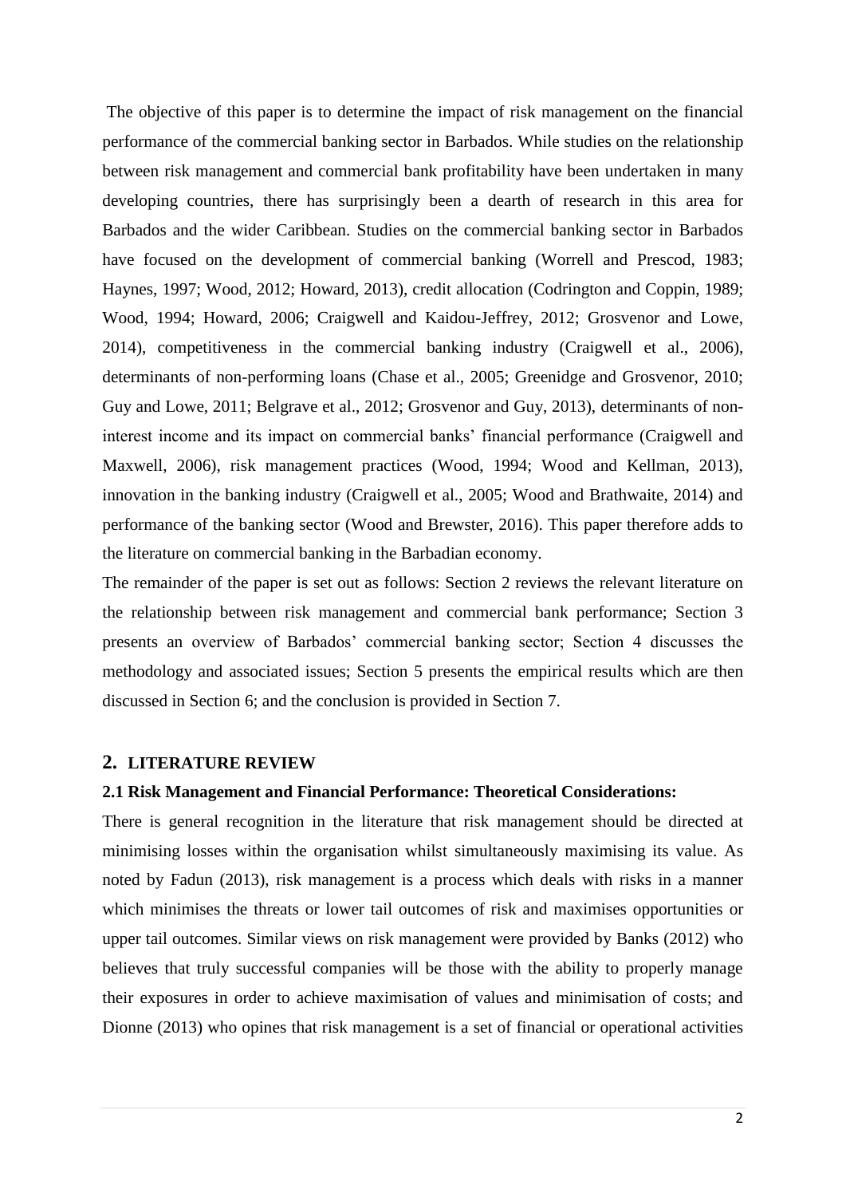The objective of this paper is to determine the impact of risk management on the financial performance of the commercial banking sector in Barbados. While studies on the relationship between risk management and commercial bank profitability have been undertaken in many developing countries, there has surprisingly been a dearth of research in this area for Barbados and the wider Caribbean. Studies on the commercial banking sector in Barbados have focused on the development of commercial banking (Worrell and Prescod, 1983; Haynes, 1997; Wood, 2012; Howard, 2013), credit allocation (Codrington and Coppin, 1989; Wood, 1994; Howard, 2006; Craigwell and Kaidou-Jeffrey, 2012; Grosvenor and Lowe, 2014), competitiveness in the commercial banking industry (Craigwell et al., 2006), determinants of non-performing loans (Chase et al., 2005; Greenidge and Grosvenor, 2010; Guy and Lowe, 2011; Belgrave et al., 2012; Grosvenor and Guy, 2013), determinants of non-interest income and its impact on commercial banks' financial performance (Craigwell and Maxwell, 2006), risk management practices (Wood, 1994; Wood and Kellman, 2013), innovation in the banking industry (Craigwell et al., 2005; Wood and Brathwaite, 2014) and performance of the banking sector (Wood and Brewster, 2016). This paper therefore adds to the literature on commercial banking in the Barbadian economy.

The remainder of the paper is set out as follows: Section 2 reviews the relevant literature on the relationship between risk management and commercial bank performance; Section 3 presents an overview of Barbados' commercial banking sector; Section 4 discusses the methodology and associated issues; Section 5 presents the empirical results which are then discussed in Section 6; and the conclusion is provided in Section 7.

## 2. LITERATURE REVIEW

### 2.1 Risk Management and Financial Performance: Theoretical Considerations:

There is general recognition in the literature that risk management should be directed at minimising losses within the organisation whilst simultaneously maximising its value. As noted by Fadun (2013), risk management is a process which deals with risks in a manner which minimises the threats or lower tail outcomes of risk and maximises opportunities or upper tail outcomes. Similar views on risk management were provided by Banks (2012) who believes that truly successful companies will be those with the ability to properly manage their exposures in order to achieve maximisation of values and minimisation of costs; and Dionne (2013) who opines that risk management is a set of financial or operational activities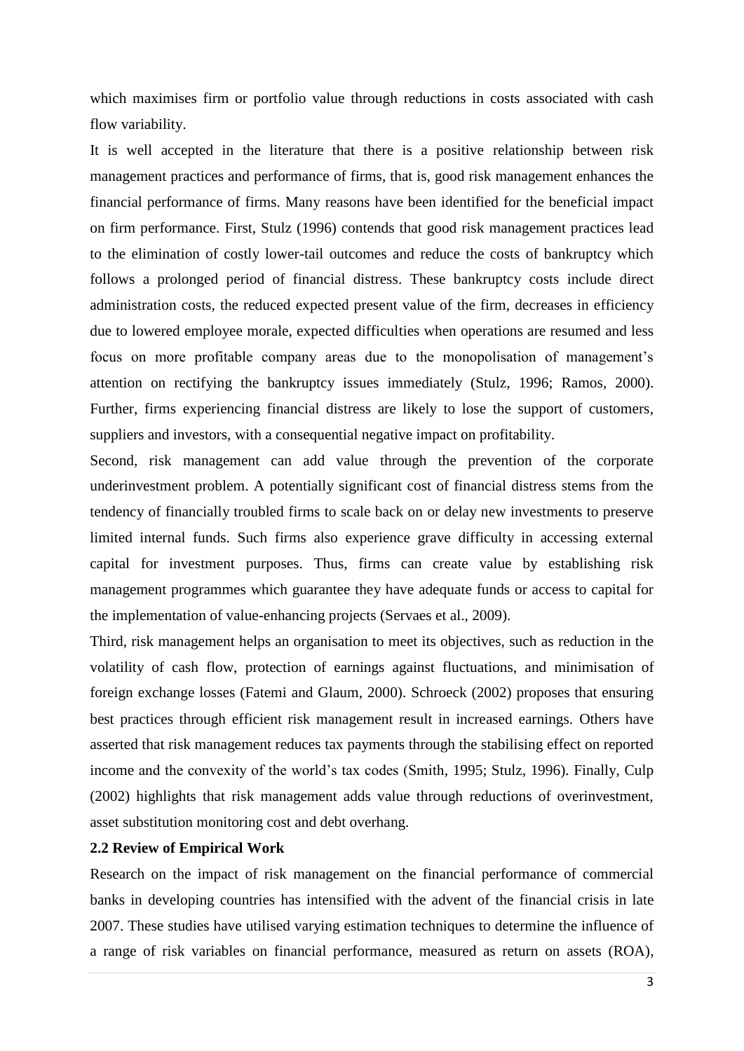which maximises firm or portfolio value through reductions in costs associated with cash flow variability.

It is well accepted in the literature that there is a positive relationship between risk management practices and performance of firms, that is, good risk management enhances the financial performance of firms. Many reasons have been identified for the beneficial impact on firm performance. First, Stulz (1996) contends that good risk management practices lead to the elimination of costly lower-tail outcomes and reduce the costs of bankruptcy which follows a prolonged period of financial distress. These bankruptcy costs include direct administration costs, the reduced expected present value of the firm, decreases in efficiency due to lowered employee morale, expected difficulties when operations are resumed and less focus on more profitable company areas due to the monopolisation of management's attention on rectifying the bankruptcy issues immediately (Stulz, 1996; Ramos, 2000). Further, firms experiencing financial distress are likely to lose the support of customers, suppliers and investors, with a consequential negative impact on profitability.

Second, risk management can add value through the prevention of the corporate underinvestment problem. A potentially significant cost of financial distress stems from the tendency of financially troubled firms to scale back on or delay new investments to preserve limited internal funds. Such firms also experience grave difficulty in accessing external capital for investment purposes. Thus, firms can create value by establishing risk management programmes which guarantee they have adequate funds or access to capital for the implementation of value-enhancing projects (Servaes et al., 2009).

Third, risk management helps an organisation to meet its objectives, such as reduction in the volatility of cash flow, protection of earnings against fluctuations, and minimisation of foreign exchange losses (Fatemi and Glaum, 2000). Schroeck (2002) proposes that ensuring best practices through efficient risk management result in increased earnings. Others have asserted that risk management reduces tax payments through the stabilising effect on reported income and the convexity of the world's tax codes (Smith, 1995; Stulz, 1996). Finally, Culp (2002) highlights that risk management adds value through reductions of overinvestment, asset substitution monitoring cost and debt overhang.

**2.2 Review of Empirical Work**

Research on the impact of risk management on the financial performance of commercial banks in developing countries has intensified with the advent of the financial crisis in late 2007. These studies have utilised varying estimation techniques to determine the influence of a range of risk variables on financial performance, measured as return on assets (ROA),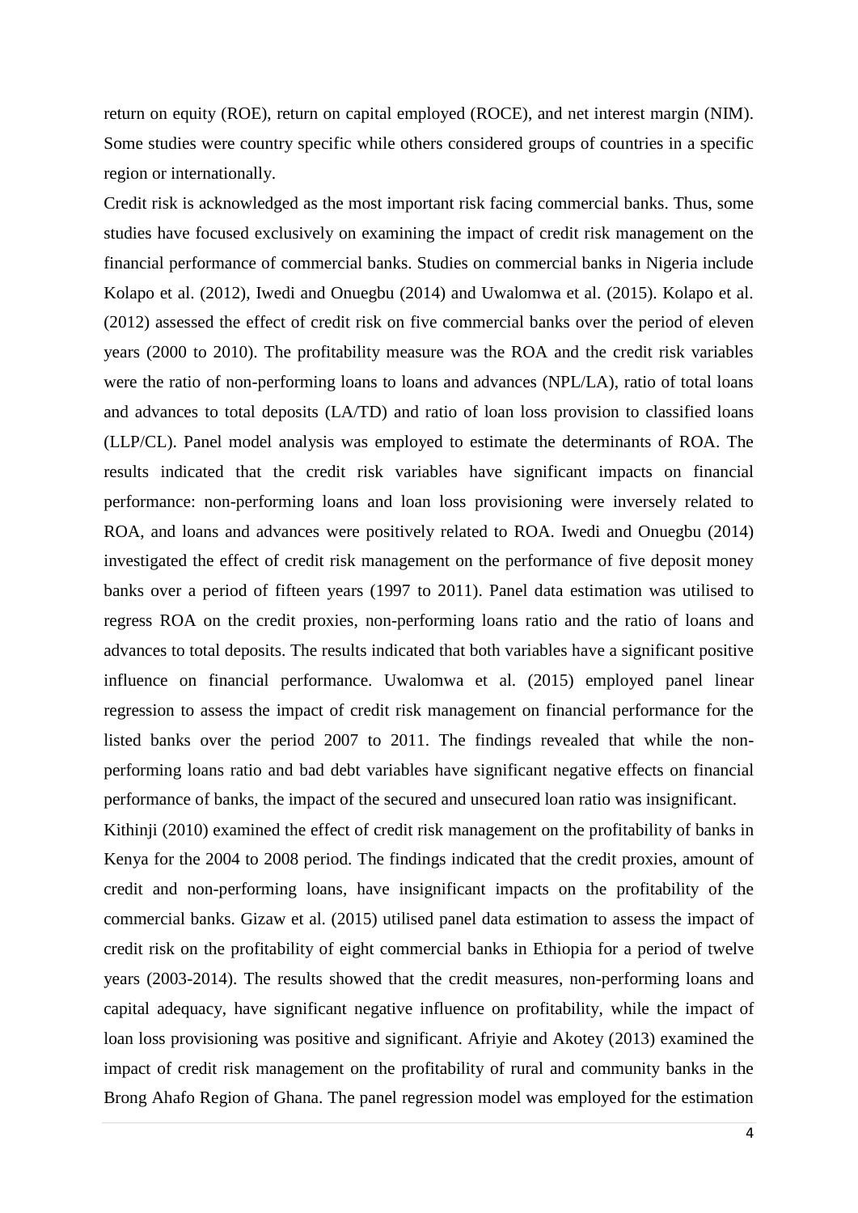return on equity (ROE), return on capital employed (ROCE), and net interest margin (NIM). Some studies were country specific while others considered groups of countries in a specific region or internationally.

Credit risk is acknowledged as the most important risk facing commercial banks. Thus, some studies have focused exclusively on examining the impact of credit risk management on the financial performance of commercial banks. Studies on commercial banks in Nigeria include Kolapo et al. (2012), Iwedi and Onuegbu (2014) and Uwalomwa et al. (2015). Kolapo et al. (2012) assessed the effect of credit risk on five commercial banks over the period of eleven years (2000 to 2010). The profitability measure was the ROA and the credit risk variables were the ratio of non-performing loans to loans and advances (NPL/LA), ratio of total loans and advances to total deposits (LA/TD) and ratio of loan loss provision to classified loans (LLP/CL). Panel model analysis was employed to estimate the determinants of ROA. The results indicated that the credit risk variables have significant impacts on financial performance: non-performing loans and loan loss provisioning were inversely related to ROA, and loans and advances were positively related to ROA. Iwedi and Onuegbu (2014) investigated the effect of credit risk management on the performance of five deposit money banks over a period of fifteen years (1997 to 2011). Panel data estimation was utilised to regress ROA on the credit proxies, non-performing loans ratio and the ratio of loans and advances to total deposits. The results indicated that both variables have a significant positive influence on financial performance. Uwalomwa et al. (2015) employed panel linear regression to assess the impact of credit risk management on financial performance for the listed banks over the period 2007 to 2011. The findings revealed that while the non-performing loans ratio and bad debt variables have significant negative effects on financial performance of banks, the impact of the secured and unsecured loan ratio was insignificant.

Kithinji (2010) examined the effect of credit risk management on the profitability of banks in Kenya for the 2004 to 2008 period. The findings indicated that the credit proxies, amount of credit and non-performing loans, have insignificant impacts on the profitability of the commercial banks. Gizaw et al. (2015) utilised panel data estimation to assess the impact of credit risk on the profitability of eight commercial banks in Ethiopia for a period of twelve years (2003-2014). The results showed that the credit measures, non-performing loans and capital adequacy, have significant negative influence on profitability, while the impact of loan loss provisioning was positive and significant. Afriyie and Akotey (2013) examined the impact of credit risk management on the profitability of rural and community banks in the Brong Ahafo Region of Ghana. The panel regression model was employed for the estimation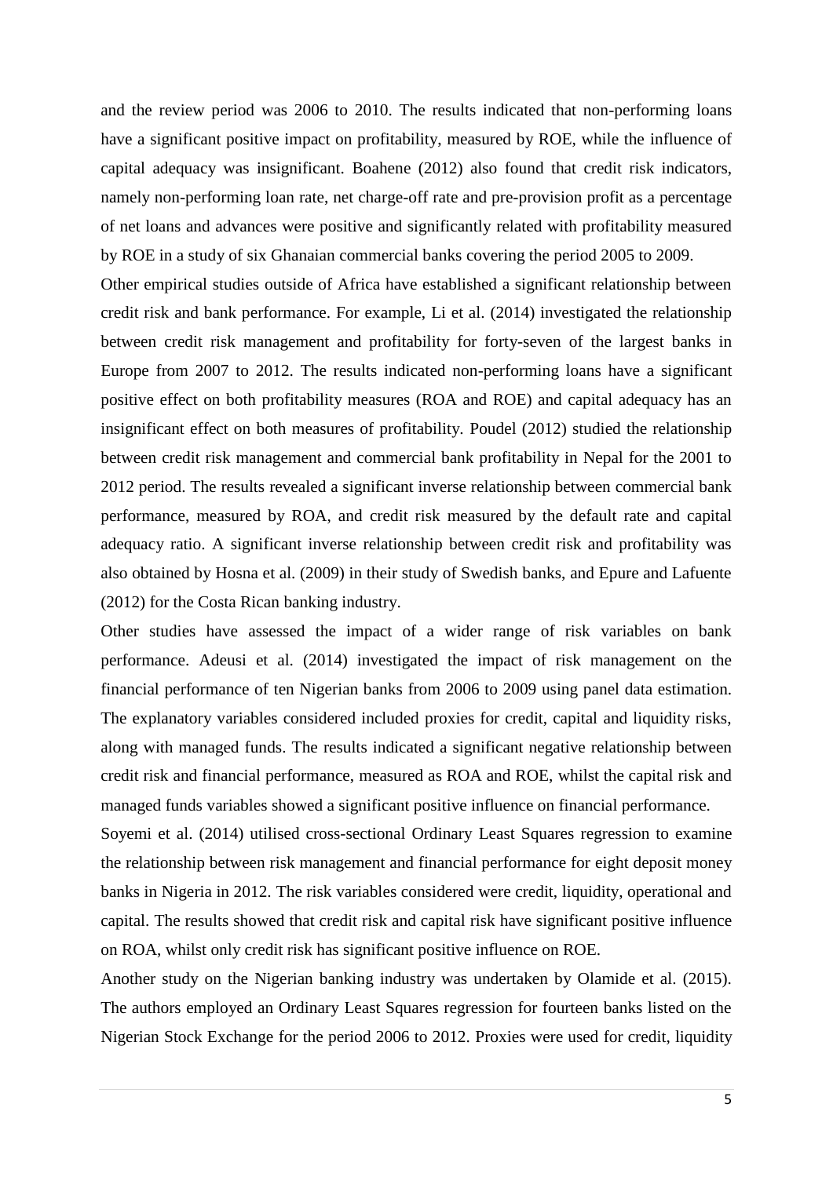and the review period was 2006 to 2010. The results indicated that non-performing loans have a significant positive impact on profitability, measured by ROE, while the influence of capital adequacy was insignificant. Boahene (2012) also found that credit risk indicators, namely non-performing loan rate, net charge-off rate and pre-provision profit as a percentage of net loans and advances were positive and significantly related with profitability measured by ROE in a study of six Ghanaian commercial banks covering the period 2005 to 2009.

Other empirical studies outside of Africa have established a significant relationship between credit risk and bank performance. For example, Li et al. (2014) investigated the relationship between credit risk management and profitability for forty-seven of the largest banks in Europe from 2007 to 2012. The results indicated non-performing loans have a significant positive effect on both profitability measures (ROA and ROE) and capital adequacy has an insignificant effect on both measures of profitability. Poudel (2012) studied the relationship between credit risk management and commercial bank profitability in Nepal for the 2001 to 2012 period. The results revealed a significant inverse relationship between commercial bank performance, measured by ROA, and credit risk measured by the default rate and capital adequacy ratio. A significant inverse relationship between credit risk and profitability was also obtained by Hosna et al. (2009) in their study of Swedish banks, and Epure and Lafuente (2012) for the Costa Rican banking industry.

Other studies have assessed the impact of a wider range of risk variables on bank performance. Adeusi et al. (2014) investigated the impact of risk management on the financial performance of ten Nigerian banks from 2006 to 2009 using panel data estimation. The explanatory variables considered included proxies for credit, capital and liquidity risks, along with managed funds. The results indicated a significant negative relationship between credit risk and financial performance, measured as ROA and ROE, whilst the capital risk and managed funds variables showed a significant positive influence on financial performance.

Soyemi et al. (2014) utilised cross-sectional Ordinary Least Squares regression to examine the relationship between risk management and financial performance for eight deposit money banks in Nigeria in 2012. The risk variables considered were credit, liquidity, operational and capital. The results showed that credit risk and capital risk have significant positive influence on ROA, whilst only credit risk has significant positive influence on ROE.

Another study on the Nigerian banking industry was undertaken by Olamide et al. (2015). The authors employed an Ordinary Least Squares regression for fourteen banks listed on the Nigerian Stock Exchange for the period 2006 to 2012. Proxies were used for credit, liquidity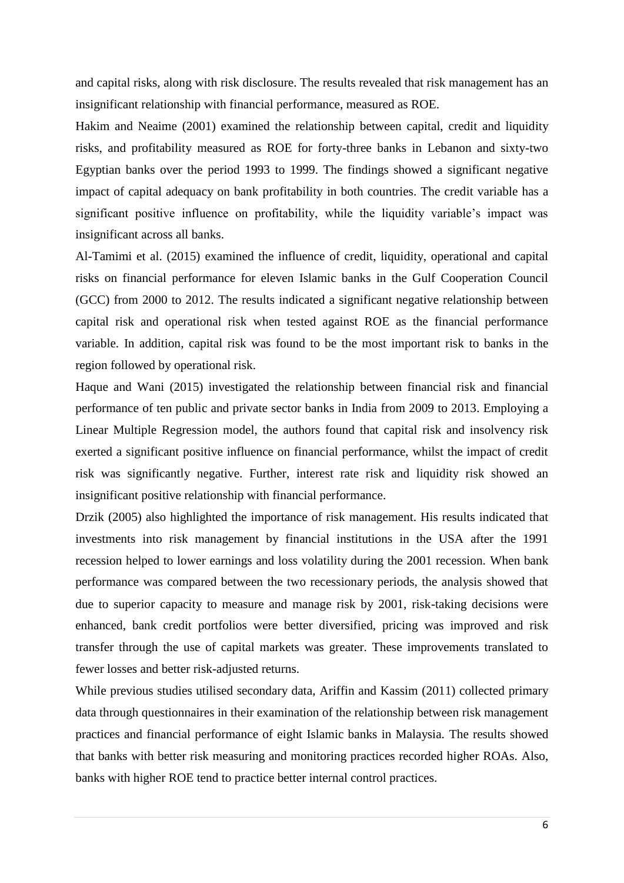and capital risks, along with risk disclosure. The results revealed that risk management has an insignificant relationship with financial performance, measured as ROE.

Hakim and Neaime (2001) examined the relationship between capital, credit and liquidity risks, and profitability measured as ROE for forty-three banks in Lebanon and sixty-two Egyptian banks over the period 1993 to 1999. The findings showed a significant negative impact of capital adequacy on bank profitability in both countries. The credit variable has a significant positive influence on profitability, while the liquidity variable's impact was insignificant across all banks.

Al-Tamimi et al. (2015) examined the influence of credit, liquidity, operational and capital risks on financial performance for eleven Islamic banks in the Gulf Cooperation Council (GCC) from 2000 to 2012. The results indicated a significant negative relationship between capital risk and operational risk when tested against ROE as the financial performance variable. In addition, capital risk was found to be the most important risk to banks in the region followed by operational risk.

Haque and Wani (2015) investigated the relationship between financial risk and financial performance of ten public and private sector banks in India from 2009 to 2013. Employing a Linear Multiple Regression model, the authors found that capital risk and insolvency risk exerted a significant positive influence on financial performance, whilst the impact of credit risk was significantly negative. Further, interest rate risk and liquidity risk showed an insignificant positive relationship with financial performance.

Drzik (2005) also highlighted the importance of risk management. His results indicated that investments into risk management by financial institutions in the USA after the 1991 recession helped to lower earnings and loss volatility during the 2001 recession. When bank performance was compared between the two recessionary periods, the analysis showed that due to superior capacity to measure and manage risk by 2001, risk-taking decisions were enhanced, bank credit portfolios were better diversified, pricing was improved and risk transfer through the use of capital markets was greater. These improvements translated to fewer losses and better risk-adjusted returns.

While previous studies utilised secondary data, Ariffin and Kassim (2011) collected primary data through questionnaires in their examination of the relationship between risk management practices and financial performance of eight Islamic banks in Malaysia. The results showed that banks with better risk measuring and monitoring practices recorded higher ROAs. Also, banks with higher ROE tend to practice better internal control practices.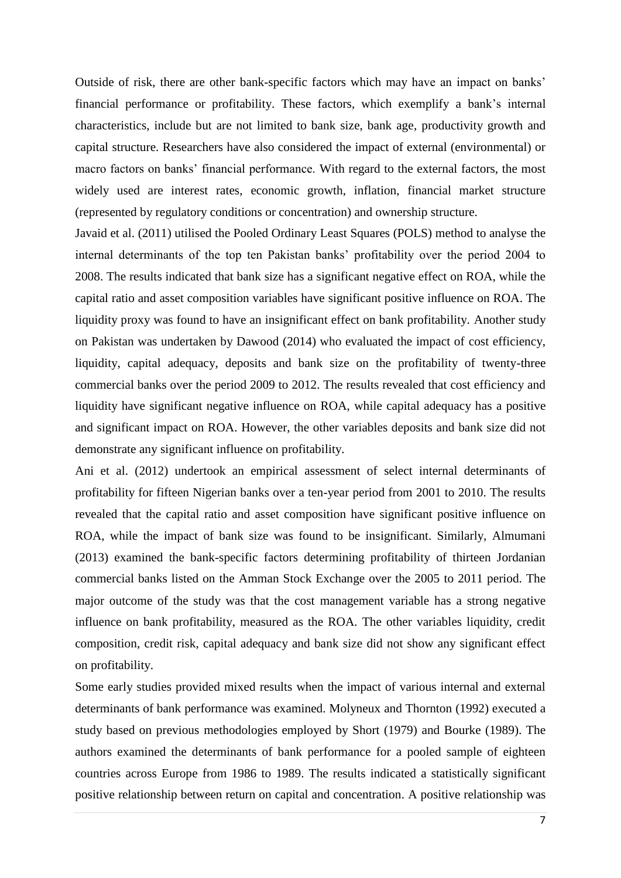Outside of risk, there are other bank-specific factors which may have an impact on banks' financial performance or profitability. These factors, which exemplify a bank's internal characteristics, include but are not limited to bank size, bank age, productivity growth and capital structure. Researchers have also considered the impact of external (environmental) or macro factors on banks' financial performance. With regard to the external factors, the most widely used are interest rates, economic growth, inflation, financial market structure (represented by regulatory conditions or concentration) and ownership structure.

Javaid et al. (2011) utilised the Pooled Ordinary Least Squares (POLS) method to analyse the internal determinants of the top ten Pakistan banks' profitability over the period 2004 to 2008. The results indicated that bank size has a significant negative effect on ROA, while the capital ratio and asset composition variables have significant positive influence on ROA. The liquidity proxy was found to have an insignificant effect on bank profitability. Another study on Pakistan was undertaken by Dawood (2014) who evaluated the impact of cost efficiency, liquidity, capital adequacy, deposits and bank size on the profitability of twenty-three commercial banks over the period 2009 to 2012. The results revealed that cost efficiency and liquidity have significant negative influence on ROA, while capital adequacy has a positive and significant impact on ROA. However, the other variables deposits and bank size did not demonstrate any significant influence on profitability.

Ani et al. (2012) undertook an empirical assessment of select internal determinants of profitability for fifteen Nigerian banks over a ten-year period from 2001 to 2010. The results revealed that the capital ratio and asset composition have significant positive influence on ROA, while the impact of bank size was found to be insignificant. Similarly, Almumani (2013) examined the bank-specific factors determining profitability of thirteen Jordanian commercial banks listed on the Amman Stock Exchange over the 2005 to 2011 period. The major outcome of the study was that the cost management variable has a strong negative influence on bank profitability, measured as the ROA. The other variables liquidity, credit composition, credit risk, capital adequacy and bank size did not show any significant effect on profitability.

Some early studies provided mixed results when the impact of various internal and external determinants of bank performance was examined. Molyneux and Thornton (1992) executed a study based on previous methodologies employed by Short (1979) and Bourke (1989). The authors examined the determinants of bank performance for a pooled sample of eighteen countries across Europe from 1986 to 1989. The results indicated a statistically significant positive relationship between return on capital and concentration. A positive relationship was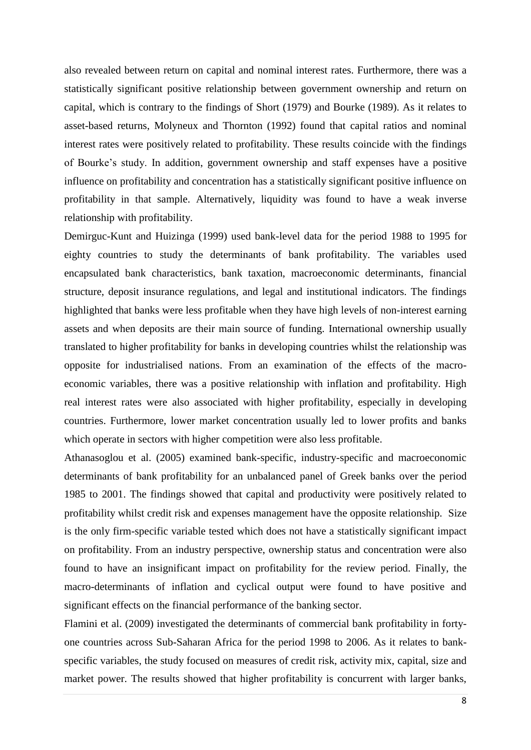also revealed between return on capital and nominal interest rates. Furthermore, there was a statistically significant positive relationship between government ownership and return on capital, which is contrary to the findings of Short (1979) and Bourke (1989). As it relates to asset-based returns, Molyneux and Thornton (1992) found that capital ratios and nominal interest rates were positively related to profitability. These results coincide with the findings of Bourke's study. In addition, government ownership and staff expenses have a positive influence on profitability and concentration has a statistically significant positive influence on profitability in that sample. Alternatively, liquidity was found to have a weak inverse relationship with profitability.

Demirguc-Kunt and Huizinga (1999) used bank-level data for the period 1988 to 1995 for eighty countries to study the determinants of bank profitability. The variables used encapsulated bank characteristics, bank taxation, macroeconomic determinants, financial structure, deposit insurance regulations, and legal and institutional indicators. The findings highlighted that banks were less profitable when they have high levels of non-interest earning assets and when deposits are their main source of funding. International ownership usually translated to higher profitability for banks in developing countries whilst the relationship was opposite for industrialised nations. From an examination of the effects of the macro-economic variables, there was a positive relationship with inflation and profitability. High real interest rates were also associated with higher profitability, especially in developing countries. Furthermore, lower market concentration usually led to lower profits and banks which operate in sectors with higher competition were also less profitable.

Athanasoglou et al. (2005) examined bank-specific, industry-specific and macroeconomic determinants of bank profitability for an unbalanced panel of Greek banks over the period 1985 to 2001. The findings showed that capital and productivity were positively related to profitability whilst credit risk and expenses management have the opposite relationship. Size is the only firm-specific variable tested which does not have a statistically significant impact on profitability. From an industry perspective, ownership status and concentration were also found to have an insignificant impact on profitability for the review period. Finally, the macro-determinants of inflation and cyclical output were found to have positive and significant effects on the financial performance of the banking sector.

Flamini et al. (2009) investigated the determinants of commercial bank profitability in forty-one countries across Sub-Saharan Africa for the period 1998 to 2006. As it relates to bank-specific variables, the study focused on measures of credit risk, activity mix, capital, size and market power. The results showed that higher profitability is concurrent with larger banks,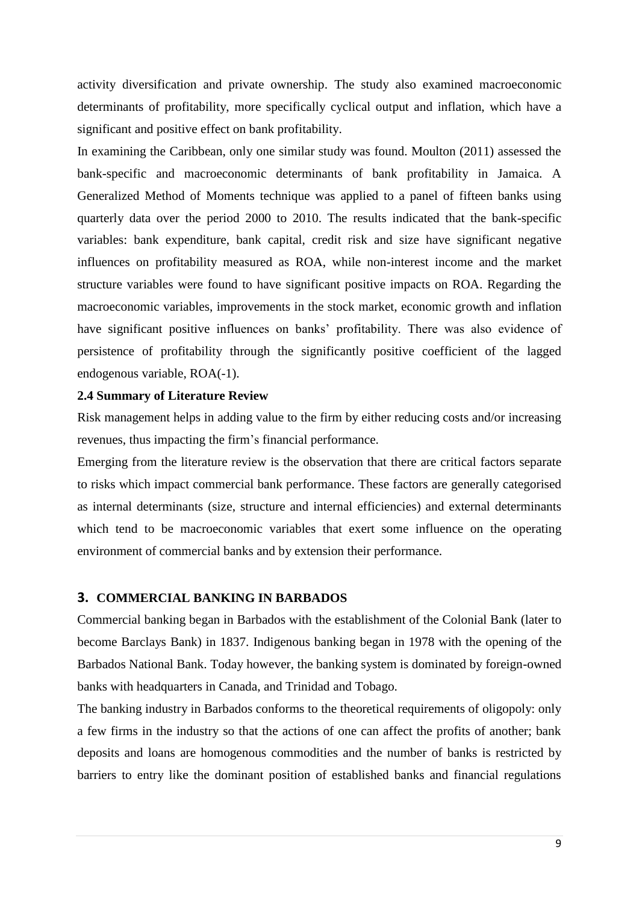activity diversification and private ownership. The study also examined macroeconomic determinants of profitability, more specifically cyclical output and inflation, which have a significant and positive effect on bank profitability.

In examining the Caribbean, only one similar study was found. Moulton (2011) assessed the bank-specific and macroeconomic determinants of bank profitability in Jamaica. A Generalized Method of Moments technique was applied to a panel of fifteen banks using quarterly data over the period 2000 to 2010. The results indicated that the bank-specific variables: bank expenditure, bank capital, credit risk and size have significant negative influences on profitability measured as ROA, while non-interest income and the market structure variables were found to have significant positive impacts on ROA. Regarding the macroeconomic variables, improvements in the stock market, economic growth and inflation have significant positive influences on banks' profitability. There was also evidence of persistence of profitability through the significantly positive coefficient of the lagged endogenous variable, ROA(-1).

### 2.4 Summary of Literature Review

Risk management helps in adding value to the firm by either reducing costs and/or increasing revenues, thus impacting the firm's financial performance.

Emerging from the literature review is the observation that there are critical factors separate to risks which impact commercial bank performance. These factors are generally categorised as internal determinants (size, structure and internal efficiencies) and external determinants which tend to be macroeconomic variables that exert some influence on the operating environment of commercial banks and by extension their performance.

## 3. COMMERCIAL BANKING IN BARBADOS

Commercial banking began in Barbados with the establishment of the Colonial Bank (later to become Barclays Bank) in 1837. Indigenous banking began in 1978 with the opening of the Barbados National Bank. Today however, the banking system is dominated by foreign-owned banks with headquarters in Canada, and Trinidad and Tobago.

The banking industry in Barbados conforms to the theoretical requirements of oligopoly: only a few firms in the industry so that the actions of one can affect the profits of another; bank deposits and loans are homogenous commodities and the number of banks is restricted by barriers to entry like the dominant position of established banks and financial regulations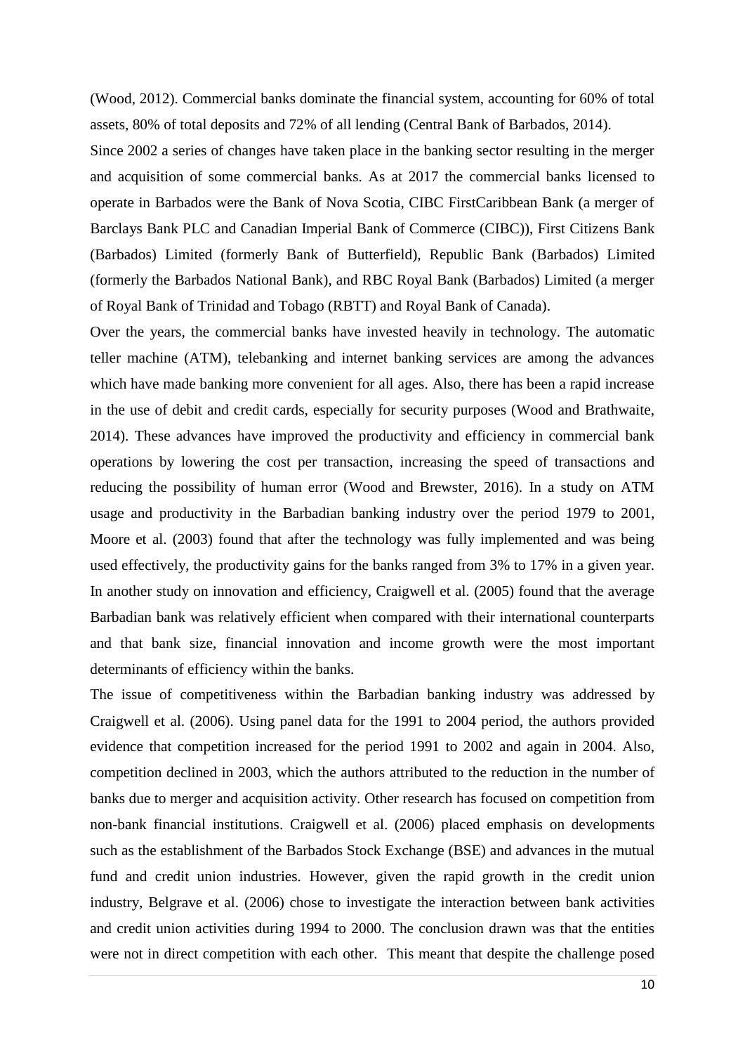(Wood, 2012). Commercial banks dominate the financial system, accounting for 60% of total assets, 80% of total deposits and 72% of all lending (Central Bank of Barbados, 2014).

Since 2002 a series of changes have taken place in the banking sector resulting in the merger and acquisition of some commercial banks. As at 2017 the commercial banks licensed to operate in Barbados were the Bank of Nova Scotia, CIBC FirstCaribbean Bank (a merger of Barclays Bank PLC and Canadian Imperial Bank of Commerce (CIBC)), First Citizens Bank (Barbados) Limited (formerly Bank of Butterfield), Republic Bank (Barbados) Limited (formerly the Barbados National Bank), and RBC Royal Bank (Barbados) Limited (a merger of Royal Bank of Trinidad and Tobago (RBTT) and Royal Bank of Canada).

Over the years, the commercial banks have invested heavily in technology. The automatic teller machine (ATM), telebanking and internet banking services are among the advances which have made banking more convenient for all ages. Also, there has been a rapid increase in the use of debit and credit cards, especially for security purposes (Wood and Brathwaite, 2014). These advances have improved the productivity and efficiency in commercial bank operations by lowering the cost per transaction, increasing the speed of transactions and reducing the possibility of human error (Wood and Brewster, 2016). In a study on ATM usage and productivity in the Barbadian banking industry over the period 1979 to 2001, Moore et al. (2003) found that after the technology was fully implemented and was being used effectively, the productivity gains for the banks ranged from 3% to 17% in a given year. In another study on innovation and efficiency, Craigwell et al. (2005) found that the average Barbadian bank was relatively efficient when compared with their international counterparts and that bank size, financial innovation and income growth were the most important determinants of efficiency within the banks.

The issue of competitiveness within the Barbadian banking industry was addressed by Craigwell et al. (2006). Using panel data for the 1991 to 2004 period, the authors provided evidence that competition increased for the period 1991 to 2002 and again in 2004. Also, competition declined in 2003, which the authors attributed to the reduction in the number of banks due to merger and acquisition activity. Other research has focused on competition from non-bank financial institutions. Craigwell et al. (2006) placed emphasis on developments such as the establishment of the Barbados Stock Exchange (BSE) and advances in the mutual fund and credit union industries. However, given the rapid growth in the credit union industry, Belgrave et al. (2006) chose to investigate the interaction between bank activities and credit union activities during 1994 to 2000. The conclusion drawn was that the entities were not in direct competition with each other. This meant that despite the challenge posed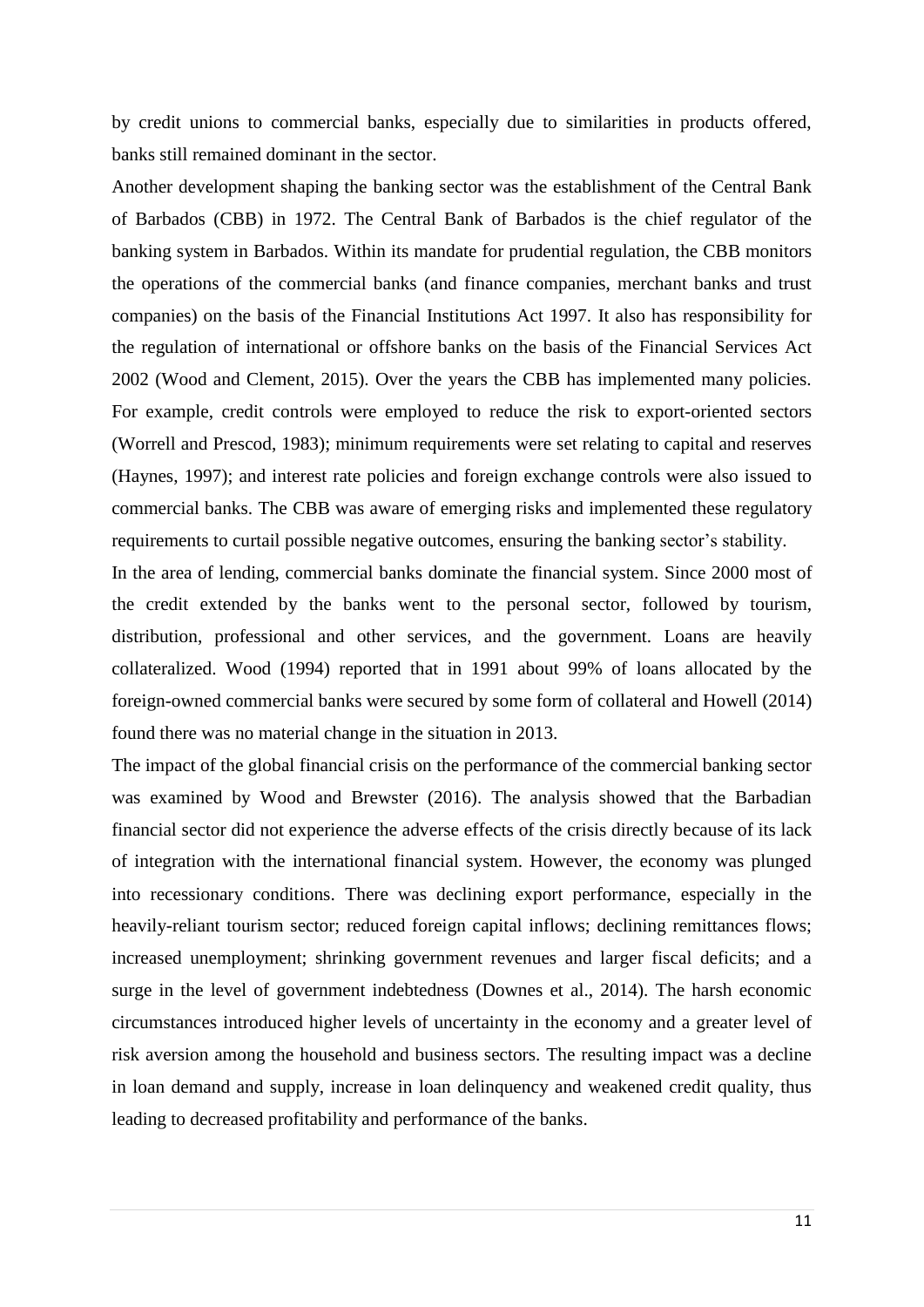by credit unions to commercial banks, especially due to similarities in products offered, banks still remained dominant in the sector.

Another development shaping the banking sector was the establishment of the Central Bank of Barbados (CBB) in 1972. The Central Bank of Barbados is the chief regulator of the banking system in Barbados. Within its mandate for prudential regulation, the CBB monitors the operations of the commercial banks (and finance companies, merchant banks and trust companies) on the basis of the Financial Institutions Act 1997. It also has responsibility for the regulation of international or offshore banks on the basis of the Financial Services Act 2002 (Wood and Clement, 2015). Over the years the CBB has implemented many policies. For example, credit controls were employed to reduce the risk to export-oriented sectors (Worrell and Prescod, 1983); minimum requirements were set relating to capital and reserves (Haynes, 1997); and interest rate policies and foreign exchange controls were also issued to commercial banks. The CBB was aware of emerging risks and implemented these regulatory requirements to curtail possible negative outcomes, ensuring the banking sector's stability.

In the area of lending, commercial banks dominate the financial system. Since 2000 most of the credit extended by the banks went to the personal sector, followed by tourism, distribution, professional and other services, and the government. Loans are heavily collateralized. Wood (1994) reported that in 1991 about 99% of loans allocated by the foreign-owned commercial banks were secured by some form of collateral and Howell (2014) found there was no material change in the situation in 2013.

The impact of the global financial crisis on the performance of the commercial banking sector was examined by Wood and Brewster (2016). The analysis showed that the Barbadian financial sector did not experience the adverse effects of the crisis directly because of its lack of integration with the international financial system. However, the economy was plunged into recessionary conditions. There was declining export performance, especially in the heavily-reliant tourism sector; reduced foreign capital inflows; declining remittances flows; increased unemployment; shrinking government revenues and larger fiscal deficits; and a surge in the level of government indebtedness (Downes et al., 2014). The harsh economic circumstances introduced higher levels of uncertainty in the economy and a greater level of risk aversion among the household and business sectors. The resulting impact was a decline in loan demand and supply, increase in loan delinquency and weakened credit quality, thus leading to decreased profitability and performance of the banks.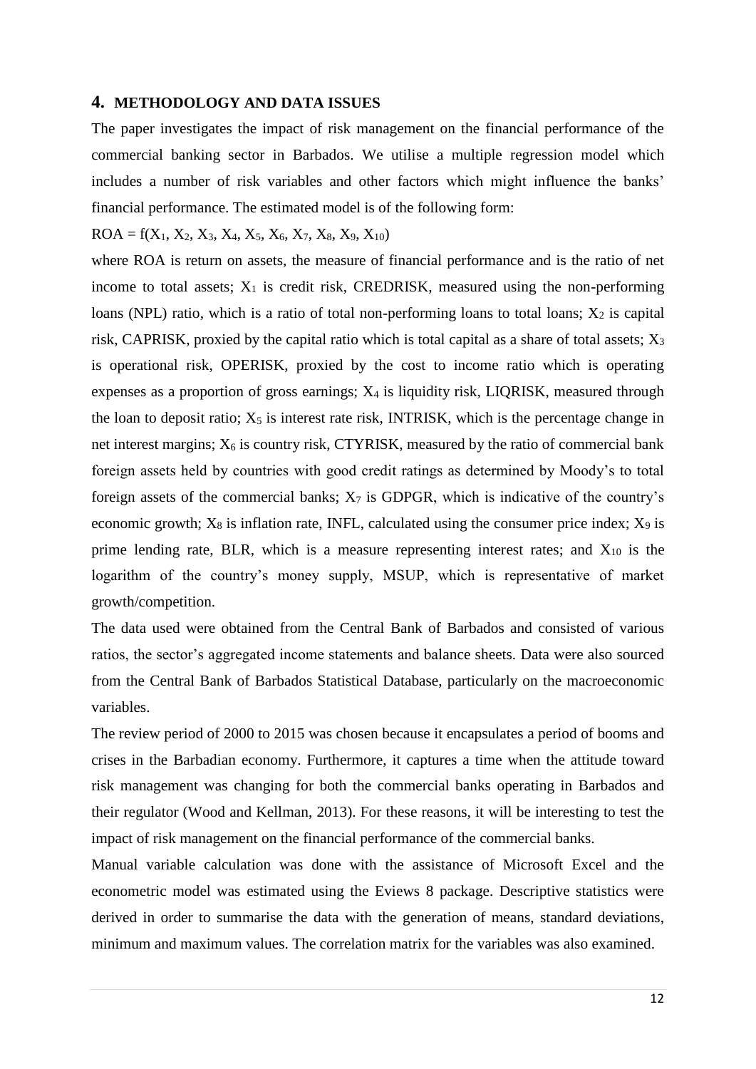## 4. METHODOLOGY AND DATA ISSUES

The paper investigates the impact of risk management on the financial performance of the commercial banking sector in Barbados. We utilise a multiple regression model which includes a number of risk variables and other factors which might influence the banks' financial performance. The estimated model is of the following form:

$ROA = f(X_1, X_2, X_3, X_4, X_5, X_6, X_7, X_8, X_9, X_{10})$

where ROA is return on assets, the measure of financial performance and is the ratio of net income to total assets; $X_1$ is credit risk, CREDRISK, measured using the non-performing loans (NPL) ratio, which is a ratio of total non-performing loans to total loans; $X_2$ is capital risk, CAPRISK, proxied by the capital ratio which is total capital as a share of total assets; $X_3$ is operational risk, OPERISK, proxied by the cost to income ratio which is operating expenses as a proportion of gross earnings; $X_4$ is liquidity risk, LIQRISK, measured through the loan to deposit ratio; $X_5$ is interest rate risk, INTRISK, which is the percentage change in net interest margins; $X_6$ is country risk, CTYRISK, measured by the ratio of commercial bank foreign assets held by countries with good credit ratings as determined by Moody's to total foreign assets of the commercial banks; $X_7$ is GDPGR, which is indicative of the country's economic growth; $X_8$ is inflation rate, INFL, calculated using the consumer price index; $X_9$ is prime lending rate, BLR, which is a measure representing interest rates; and $X_{10}$ is the logarithm of the country's money supply, MSUP, which is representative of market growth/competition.

The data used were obtained from the Central Bank of Barbados and consisted of various ratios, the sector's aggregated income statements and balance sheets. Data were also sourced from the Central Bank of Barbados Statistical Database, particularly on the macroeconomic variables.

The review period of 2000 to 2015 was chosen because it encapsulates a period of booms and crises in the Barbadian economy. Furthermore, it captures a time when the attitude toward risk management was changing for both the commercial banks operating in Barbados and their regulator (Wood and Kellman, 2013). For these reasons, it will be interesting to test the impact of risk management on the financial performance of the commercial banks.

Manual variable calculation was done with the assistance of Microsoft Excel and the econometric model was estimated using the Eviews 8 package. Descriptive statistics were derived in order to summarise the data with the generation of means, standard deviations, minimum and maximum values. The correlation matrix for the variables was also examined.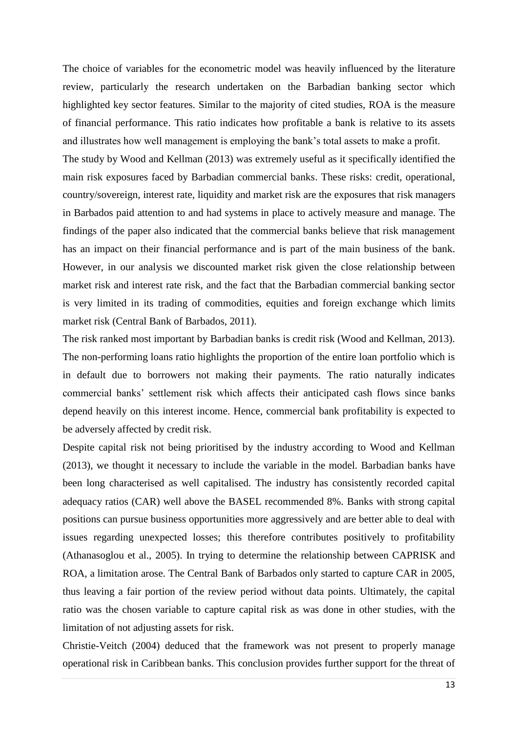The choice of variables for the econometric model was heavily influenced by the literature review, particularly the research undertaken on the Barbadian banking sector which highlighted key sector features. Similar to the majority of cited studies, ROA is the measure of financial performance. This ratio indicates how profitable a bank is relative to its assets and illustrates how well management is employing the bank's total assets to make a profit.

The study by Wood and Kellman (2013) was extremely useful as it specifically identified the main risk exposures faced by Barbadian commercial banks. These risks: credit, operational, country/sovereign, interest rate, liquidity and market risk are the exposures that risk managers in Barbados paid attention to and had systems in place to actively measure and manage. The findings of the paper also indicated that the commercial banks believe that risk management has an impact on their financial performance and is part of the main business of the bank. However, in our analysis we discounted market risk given the close relationship between market risk and interest rate risk, and the fact that the Barbadian commercial banking sector is very limited in its trading of commodities, equities and foreign exchange which limits market risk (Central Bank of Barbados, 2011).

The risk ranked most important by Barbadian banks is credit risk (Wood and Kellman, 2013). The non-performing loans ratio highlights the proportion of the entire loan portfolio which is in default due to borrowers not making their payments. The ratio naturally indicates commercial banks' settlement risk which affects their anticipated cash flows since banks depend heavily on this interest income. Hence, commercial bank profitability is expected to be adversely affected by credit risk.

Despite capital risk not being prioritised by the industry according to Wood and Kellman (2013), we thought it necessary to include the variable in the model. Barbadian banks have been long characterised as well capitalised. The industry has consistently recorded capital adequacy ratios (CAR) well above the BASEL recommended 8%. Banks with strong capital positions can pursue business opportunities more aggressively and are better able to deal with issues regarding unexpected losses; this therefore contributes positively to profitability (Athanasoglou et al., 2005). In trying to determine the relationship between CAPRISK and ROA, a limitation arose. The Central Bank of Barbados only started to capture CAR in 2005, thus leaving a fair portion of the review period without data points. Ultimately, the capital ratio was the chosen variable to capture capital risk as was done in other studies, with the limitation of not adjusting assets for risk.

Christie-Veitch (2004) deduced that the framework was not present to properly manage operational risk in Caribbean banks. This conclusion provides further support for the threat of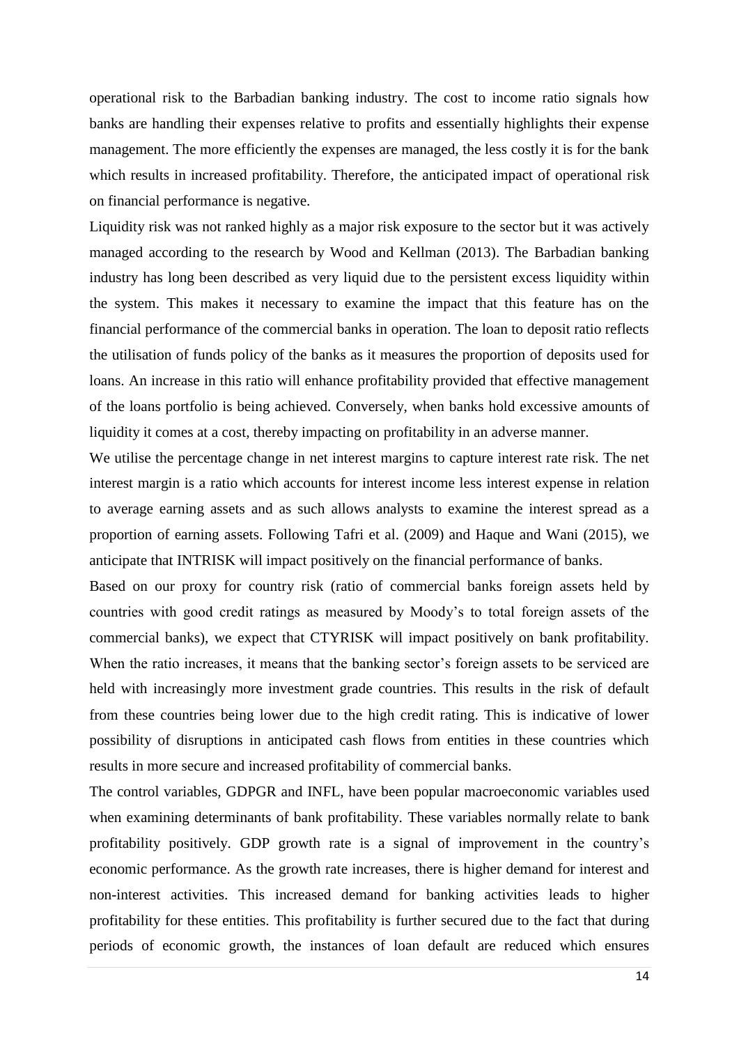operational risk to the Barbadian banking industry. The cost to income ratio signals how banks are handling their expenses relative to profits and essentially highlights their expense management. The more efficiently the expenses are managed, the less costly it is for the bank which results in increased profitability. Therefore, the anticipated impact of operational risk on financial performance is negative.

Liquidity risk was not ranked highly as a major risk exposure to the sector but it was actively managed according to the research by Wood and Kellman (2013). The Barbadian banking industry has long been described as very liquid due to the persistent excess liquidity within the system. This makes it necessary to examine the impact that this feature has on the financial performance of the commercial banks in operation. The loan to deposit ratio reflects the utilisation of funds policy of the banks as it measures the proportion of deposits used for loans. An increase in this ratio will enhance profitability provided that effective management of the loans portfolio is being achieved. Conversely, when banks hold excessive amounts of liquidity it comes at a cost, thereby impacting on profitability in an adverse manner.

We utilise the percentage change in net interest margins to capture interest rate risk. The net interest margin is a ratio which accounts for interest income less interest expense in relation to average earning assets and as such allows analysts to examine the interest spread as a proportion of earning assets. Following Tafri et al. (2009) and Haque and Wani (2015), we anticipate that INTRISK will impact positively on the financial performance of banks.

Based on our proxy for country risk (ratio of commercial banks foreign assets held by countries with good credit ratings as measured by Moody's to total foreign assets of the commercial banks), we expect that CTYRISK will impact positively on bank profitability. When the ratio increases, it means that the banking sector's foreign assets to be serviced are held with increasingly more investment grade countries. This results in the risk of default from these countries being lower due to the high credit rating. This is indicative of lower possibility of disruptions in anticipated cash flows from entities in these countries which results in more secure and increased profitability of commercial banks.

The control variables, GDPGR and INFL, have been popular macroeconomic variables used when examining determinants of bank profitability. These variables normally relate to bank profitability positively. GDP growth rate is a signal of improvement in the country's economic performance. As the growth rate increases, there is higher demand for interest and non-interest activities. This increased demand for banking activities leads to higher profitability for these entities. This profitability is further secured due to the fact that during periods of economic growth, the instances of loan default are reduced which ensures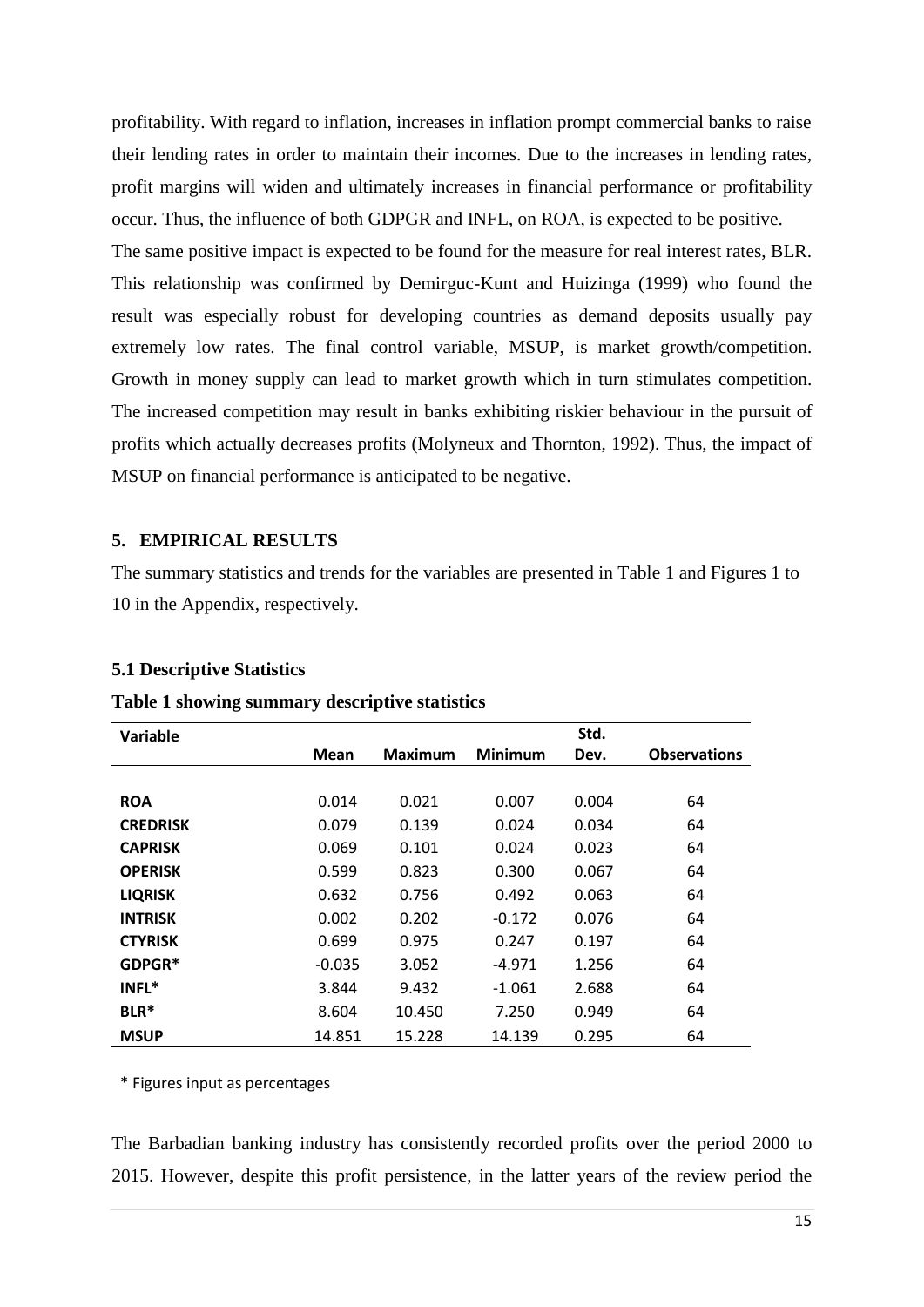profitability. With regard to inflation, increases in inflation prompt commercial banks to raise their lending rates in order to maintain their incomes. Due to the increases in lending rates, profit margins will widen and ultimately increases in financial performance or profitability occur. Thus, the influence of both GDPGR and INFL, on ROA, is expected to be positive.

The same positive impact is expected to be found for the measure for real interest rates, BLR. This relationship was confirmed by Demirguc-Kunt and Huizinga (1999) who found the result was especially robust for developing countries as demand deposits usually pay extremely low rates. The final control variable, MSUP, is market growth/competition. Growth in money supply can lead to market growth which in turn stimulates competition. The increased competition may result in banks exhibiting riskier behaviour in the pursuit of profits which actually decreases profits (Molyneux and Thornton, 1992). Thus, the impact of MSUP on financial performance is anticipated to be negative.

## 5. EMPIRICAL RESULTS

The summary statistics and trends for the variables are presented in Table 1 and Figures 1 to 10 in the Appendix, respectively.

### 5.1 Descriptive Statistics

**Table 1 showing summary descriptive statistics**

| Variable | Mean | Maximum | Minimum | Std. Dev. | Observations |
|---|---|---|---|---|---|
| **ROA** | 0.014 | 0.021 | 0.007 | 0.004 | 64 |
| **CREDRISK** | 0.079 | 0.139 | 0.024 | 0.034 | 64 |
| **CAPRISK** | 0.069 | 0.101 | 0.024 | 0.023 | 64 |
| **OPERISK** | 0.599 | 0.823 | 0.300 | 0.067 | 64 |
| **LIQRISK** | 0.632 | 0.756 | 0.492 | 0.063 | 64 |
| **INTRISK** | 0.002 | 0.202 | -0.172 | 0.076 | 64 |
| **CTYRISK** | 0.699 | 0.975 | 0.247 | 0.197 | 64 |
| **GDPGR*** | -0.035 | 3.052 | -4.971 | 1.256 | 64 |
| **INFL*** | 3.844 | 9.432 | -1.061 | 2.688 | 64 |
| **BLR*** | 8.604 | 10.450 | 7.250 | 0.949 | 64 |
| **MSUP** | 14.851 | 15.228 | 14.139 | 0.295 | 64 |

* Figures input as percentages

The Barbadian banking industry has consistently recorded profits over the period 2000 to 2015. However, despite this profit persistence, in the latter years of the review period the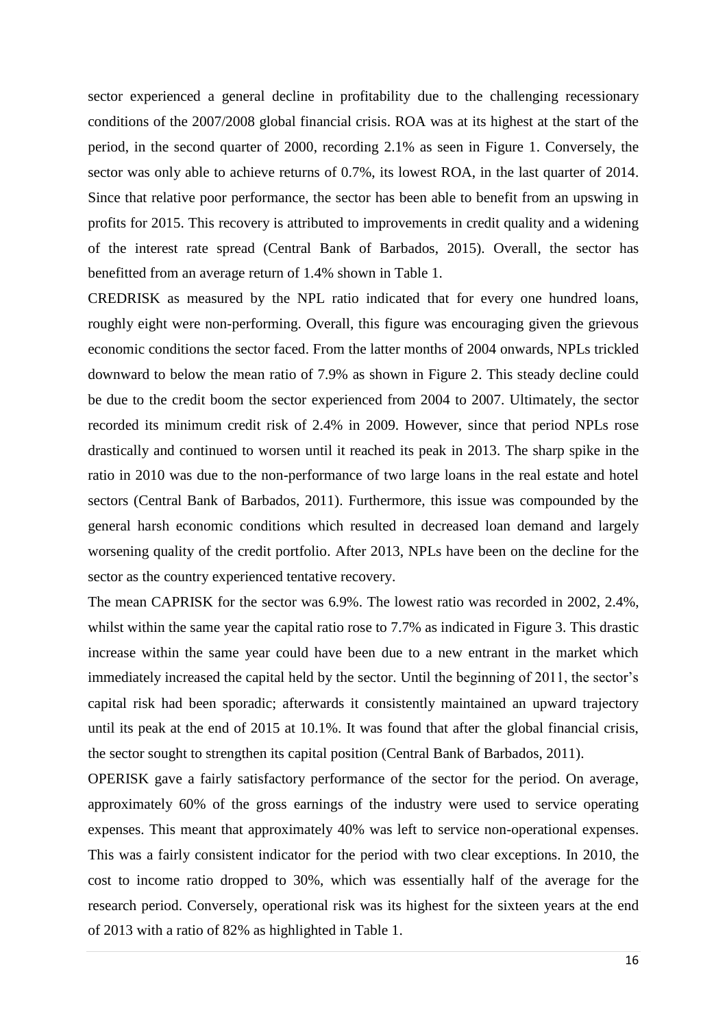sector experienced a general decline in profitability due to the challenging recessionary conditions of the 2007/2008 global financial crisis. ROA was at its highest at the start of the period, in the second quarter of 2000, recording 2.1% as seen in Figure 1. Conversely, the sector was only able to achieve returns of 0.7%, its lowest ROA, in the last quarter of 2014. Since that relative poor performance, the sector has been able to benefit from an upswing in profits for 2015. This recovery is attributed to improvements in credit quality and a widening of the interest rate spread (Central Bank of Barbados, 2015). Overall, the sector has benefitted from an average return of 1.4% shown in Table 1.

CREDRISK as measured by the NPL ratio indicated that for every one hundred loans, roughly eight were non-performing. Overall, this figure was encouraging given the grievous economic conditions the sector faced. From the latter months of 2004 onwards, NPLs trickled downward to below the mean ratio of 7.9% as shown in Figure 2. This steady decline could be due to the credit boom the sector experienced from 2004 to 2007. Ultimately, the sector recorded its minimum credit risk of 2.4% in 2009. However, since that period NPLs rose drastically and continued to worsen until it reached its peak in 2013. The sharp spike in the ratio in 2010 was due to the non-performance of two large loans in the real estate and hotel sectors (Central Bank of Barbados, 2011). Furthermore, this issue was compounded by the general harsh economic conditions which resulted in decreased loan demand and largely worsening quality of the credit portfolio. After 2013, NPLs have been on the decline for the sector as the country experienced tentative recovery.

The mean CAPRISK for the sector was 6.9%. The lowest ratio was recorded in 2002, 2.4%, whilst within the same year the capital ratio rose to 7.7% as indicated in Figure 3. This drastic increase within the same year could have been due to a new entrant in the market which immediately increased the capital held by the sector. Until the beginning of 2011, the sector's capital risk had been sporadic; afterwards it consistently maintained an upward trajectory until its peak at the end of 2015 at 10.1%. It was found that after the global financial crisis, the sector sought to strengthen its capital position (Central Bank of Barbados, 2011).

OPERISK gave a fairly satisfactory performance of the sector for the period. On average, approximately 60% of the gross earnings of the industry were used to service operating expenses. This meant that approximately 40% was left to service non-operational expenses. This was a fairly consistent indicator for the period with two clear exceptions. In 2010, the cost to income ratio dropped to 30%, which was essentially half of the average for the research period. Conversely, operational risk was its highest for the sixteen years at the end of 2013 with a ratio of 82% as highlighted in Table 1.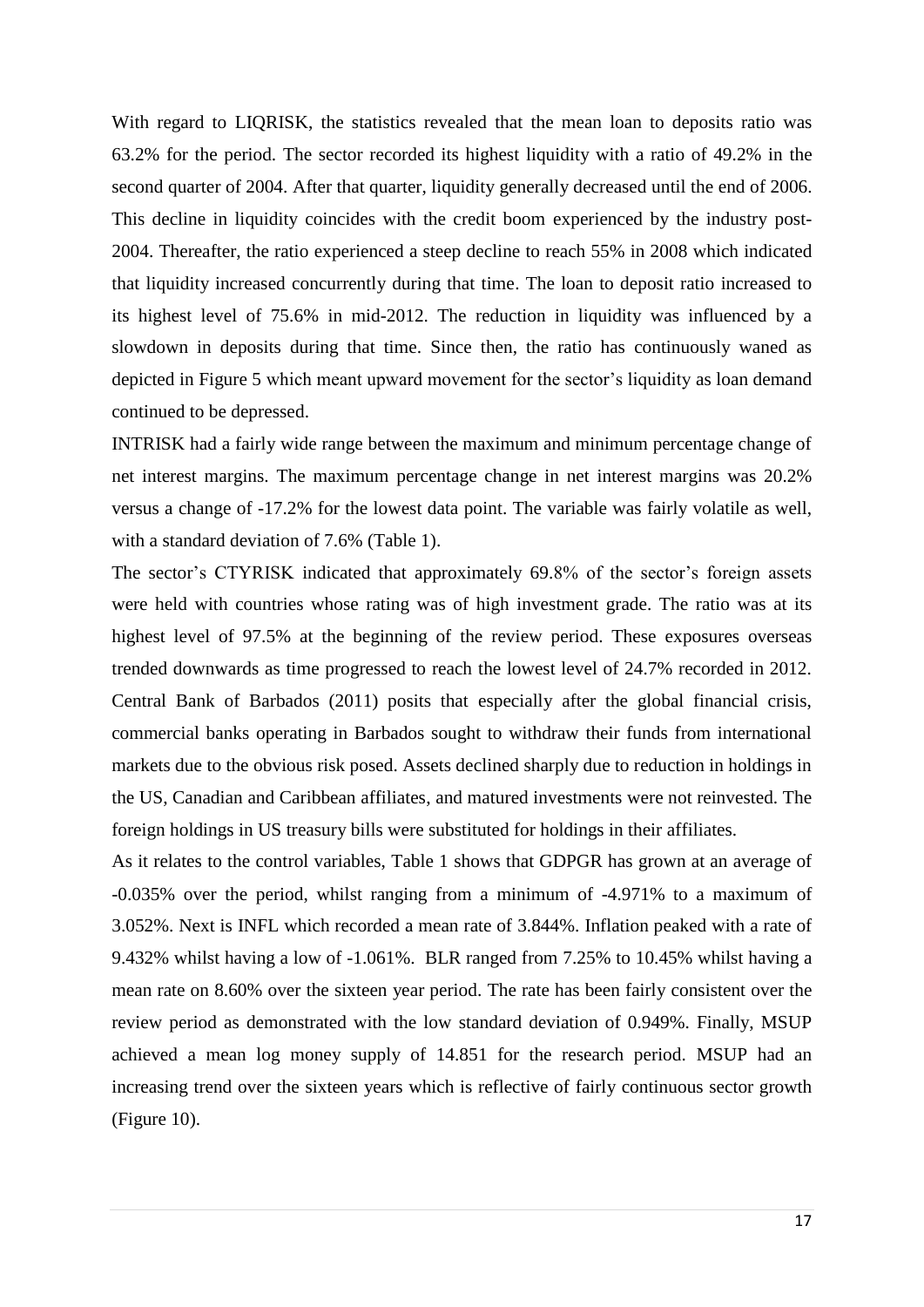With regard to LIQRISK, the statistics revealed that the mean loan to deposits ratio was 63.2% for the period. The sector recorded its highest liquidity with a ratio of 49.2% in the second quarter of 2004. After that quarter, liquidity generally decreased until the end of 2006. This decline in liquidity coincides with the credit boom experienced by the industry post-2004. Thereafter, the ratio experienced a steep decline to reach 55% in 2008 which indicated that liquidity increased concurrently during that time. The loan to deposit ratio increased to its highest level of 75.6% in mid-2012. The reduction in liquidity was influenced by a slowdown in deposits during that time. Since then, the ratio has continuously waned as depicted in Figure 5 which meant upward movement for the sector's liquidity as loan demand continued to be depressed.

INTRISK had a fairly wide range between the maximum and minimum percentage change of net interest margins. The maximum percentage change in net interest margins was 20.2% versus a change of -17.2% for the lowest data point. The variable was fairly volatile as well, with a standard deviation of 7.6% (Table 1).

The sector's CTYRISK indicated that approximately 69.8% of the sector's foreign assets were held with countries whose rating was of high investment grade. The ratio was at its highest level of 97.5% at the beginning of the review period. These exposures overseas trended downwards as time progressed to reach the lowest level of 24.7% recorded in 2012. Central Bank of Barbados (2011) posits that especially after the global financial crisis, commercial banks operating in Barbados sought to withdraw their funds from international markets due to the obvious risk posed. Assets declined sharply due to reduction in holdings in the US, Canadian and Caribbean affiliates, and matured investments were not reinvested. The foreign holdings in US treasury bills were substituted for holdings in their affiliates.

As it relates to the control variables, Table 1 shows that GDPGR has grown at an average of -0.035% over the period, whilst ranging from a minimum of -4.971% to a maximum of 3.052%. Next is INFL which recorded a mean rate of 3.844%. Inflation peaked with a rate of 9.432% whilst having a low of -1.061%. BLR ranged from 7.25% to 10.45% whilst having a mean rate on 8.60% over the sixteen year period. The rate has been fairly consistent over the review period as demonstrated with the low standard deviation of 0.949%. Finally, MSUP achieved a mean log money supply of 14.851 for the research period. MSUP had an increasing trend over the sixteen years which is reflective of fairly continuous sector growth (Figure 10).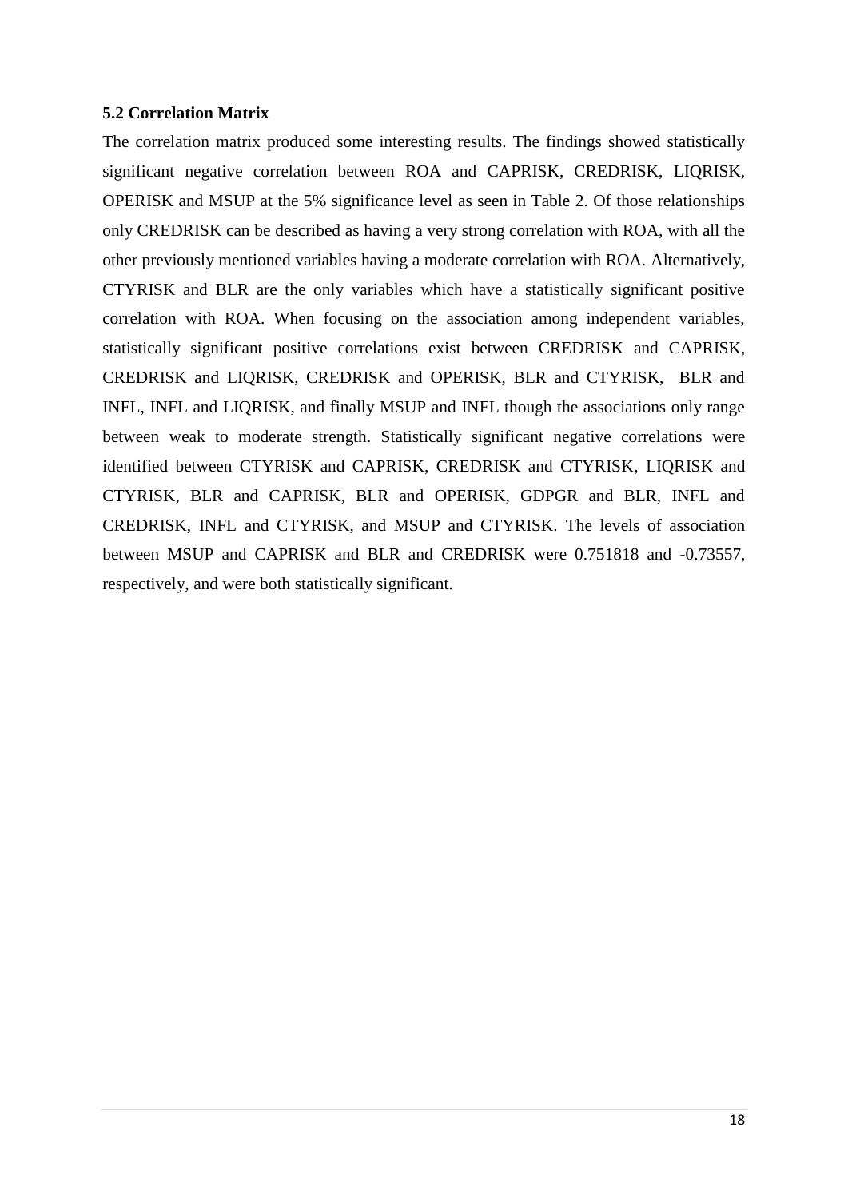### 5.2 Correlation Matrix

The correlation matrix produced some interesting results. The findings showed statistically significant negative correlation between ROA and CAPRISK, CREDRISK, LIQRISK, OPERISK and MSUP at the 5% significance level as seen in Table 2. Of those relationships only CREDRISK can be described as having a very strong correlation with ROA, with all the other previously mentioned variables having a moderate correlation with ROA. Alternatively, CTYRISK and BLR are the only variables which have a statistically significant positive correlation with ROA. When focusing on the association among independent variables, statistically significant positive correlations exist between CREDRISK and CAPRISK, CREDRISK and LIQRISK, CREDRISK and OPERISK, BLR and CTYRISK, BLR and INFL, INFL and LIQRISK, and finally MSUP and INFL though the associations only range between weak to moderate strength. Statistically significant negative correlations were identified between CTYRISK and CAPRISK, CREDRISK and CTYRISK, LIQRISK and CTYRISK, BLR and CAPRISK, BLR and OPERISK, GDPGR and BLR, INFL and CREDRISK, INFL and CTYRISK, and MSUP and CTYRISK. The levels of association between MSUP and CAPRISK and BLR and CREDRISK were 0.751818 and -0.73557, respectively, and were both statistically significant.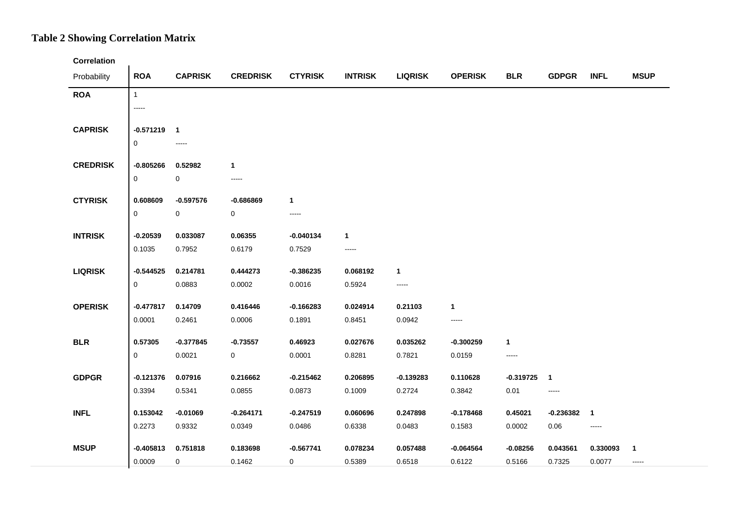**Table 2 Showing Correlation Matrix**

| Correlation<br>Probability | ROA | CAPRISK | CREDRISK | CTYRISK | INTRISK | LIQRISK | OPERISK | BLR | GDPGR | INFL | MSUP |
|---|---|---|---|---|---|---|---|---|---|---|---|
| **ROA** | 1 | | | | | | | | | | |
| | ----- | | | | | | | | | | |
| **CAPRISK** | **-0.571219** | **1** | | | | | | | | | |
| | 0 | ----- | | | | | | | | | |
| **CREDRISK** | **-0.805266** | **0.52982** | **1** | | | | | | | | |
| | 0 | 0 | ----- | | | | | | | | |
| **CTYRISK** | **0.608609** | **-0.597576** | **-0.686869** | **1** | | | | | | | |
| | 0 | 0 | 0 | ----- | | | | | | | |
| **INTRISK** | **-0.20539** | **0.033087** | **0.06355** | **-0.040134** | **1** | | | | | | |
| | 0.1035 | 0.7952 | 0.6179 | 0.7529 | ----- | | | | | | |
| **LIQRISK** | **-0.544525** | **0.214781** | **0.444273** | **-0.386235** | **0.068192** | **1** | | | | | |
| | 0 | 0.0883 | 0.0002 | 0.0016 | 0.5924 | ----- | | | | | |
| **OPERISK** | **-0.477817** | **0.14709** | **0.416446** | **-0.166283** | **0.024914** | **0.21103** | **1** | | | | |
| | 0.0001 | 0.2461 | 0.0006 | 0.1891 | 0.8451 | 0.0942 | ----- | | | | |
| **BLR** | **0.57305** | **-0.377845** | **-0.73557** | **0.46923** | **0.027676** | **0.035262** | **-0.300259** | **1** | | | |
| | 0 | 0.0021 | 0 | 0.0001 | 0.8281 | 0.7821 | 0.0159 | ----- | | | |
| **GDPGR** | **-0.121376** | **0.07916** | **0.216662** | **-0.215462** | **0.206895** | **-0.139283** | **0.110628** | **-0.319725** | **1** | | |
| | 0.3394 | 0.5341 | 0.0855 | 0.0873 | 0.1009 | 0.2724 | 0.3842 | 0.01 | ----- | | |
| **INFL** | **0.153042** | **-0.01069** | **-0.264171** | **-0.247519** | **0.060696** | **0.247898** | **-0.178468** | **0.45021** | **-0.236382** | **1** | |
| | 0.2273 | 0.9332 | 0.0349 | 0.0486 | 0.6338 | 0.0483 | 0.1583 | 0.0002 | 0.06 | ----- | |
| **MSUP** | **-0.405813** | **0.751818** | **0.183698** | **-0.567741** | **0.078234** | **0.057488** | **-0.064564** | **-0.08256** | **0.043561** | **0.330093** | **1** |
| | 0.0009 | 0 | 0.1462 | 0 | 0.5389 | 0.6518 | 0.6122 | 0.5166 | 0.7325 | 0.0077 | ----- |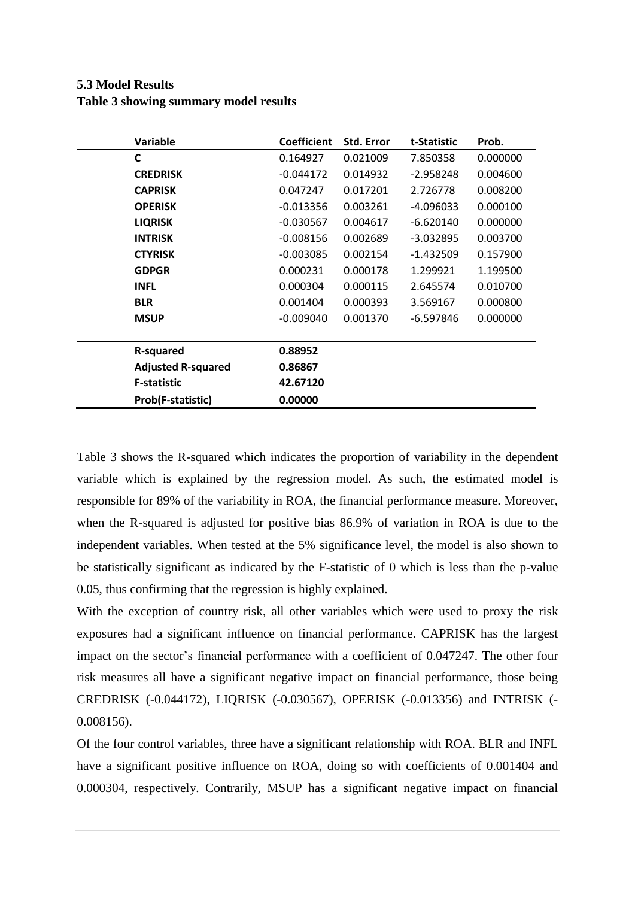**5.3 Model Results**

**Table 3 showing summary model results**

| Variable | Coefficient | Std. Error | t-Statistic | Prob. |
|---|---|---|---|---|
| **C** | 0.164927 | 0.021009 | 7.850358 | 0.000000 |
| **CREDRISK** | -0.044172 | 0.014932 | -2.958248 | 0.004600 |
| **CAPRISK** | 0.047247 | 0.017201 | 2.726778 | 0.008200 |
| **OPERISK** | -0.013356 | 0.003261 | -4.096033 | 0.000100 |
| **LIQRISK** | -0.030567 | 0.004617 | -6.620140 | 0.000000 |
| **INTRISK** | -0.008156 | 0.002689 | -3.032895 | 0.003700 |
| **CTYRISK** | -0.003085 | 0.002154 | -1.432509 | 0.157900 |
| **GDPGR** | 0.000231 | 0.000178 | 1.299921 | 1.199500 |
| **INFL** | 0.000304 | 0.000115 | 2.645574 | 0.010700 |
| **BLR** | 0.001404 | 0.000393 | 3.569167 | 0.000800 |
| **MSUP** | -0.009040 | 0.001370 | -6.597846 | 0.000000 |
| **R-squared** | **0.88952** | | | |
| **Adjusted R-squared** | **0.86867** | | | |
| **F-statistic** | **42.67120** | | | |
| **Prob(F-statistic)** | **0.00000** | | | |

Table 3 shows the R-squared which indicates the proportion of variability in the dependent variable which is explained by the regression model. As such, the estimated model is responsible for 89% of the variability in ROA, the financial performance measure. Moreover, when the R-squared is adjusted for positive bias 86.9% of variation in ROA is due to the independent variables. When tested at the 5% significance level, the model is also shown to be statistically significant as indicated by the F-statistic of 0 which is less than the p-value 0.05, thus confirming that the regression is highly explained.

With the exception of country risk, all other variables which were used to proxy the risk exposures had a significant influence on financial performance. CAPRISK has the largest impact on the sector's financial performance with a coefficient of 0.047247. The other four risk measures all have a significant negative impact on financial performance, those being CREDRISK (-0.044172), LIQRISK (-0.030567), OPERISK (-0.013356) and INTRISK (-0.008156).

Of the four control variables, three have a significant relationship with ROA. BLR and INFL have a significant positive influence on ROA, doing so with coefficients of 0.001404 and 0.000304, respectively. Contrarily, MSUP has a significant negative impact on financial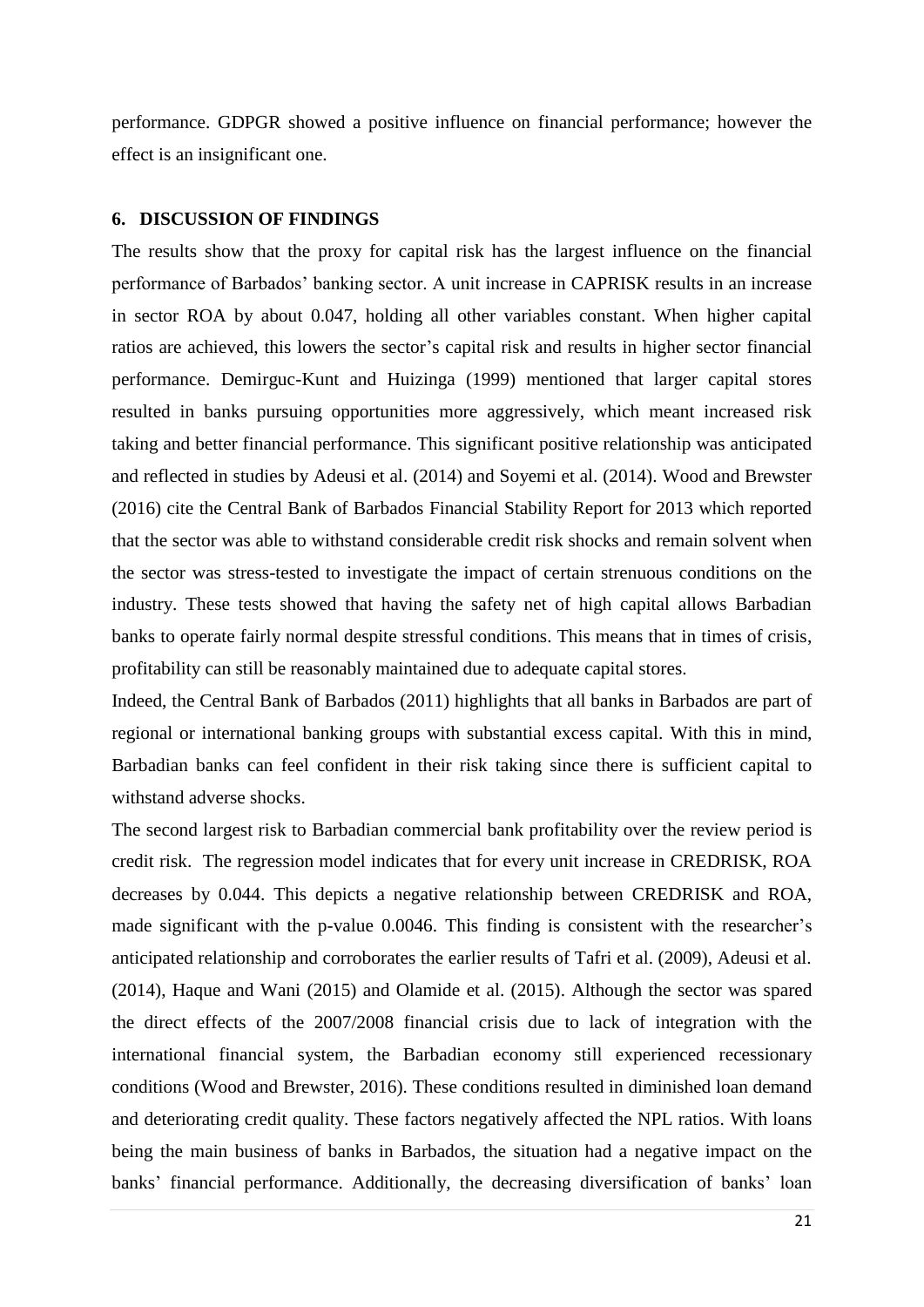performance. GDPGR showed a positive influence on financial performance; however the effect is an insignificant one.

## 6. DISCUSSION OF FINDINGS

The results show that the proxy for capital risk has the largest influence on the financial performance of Barbados' banking sector. A unit increase in CAPRISK results in an increase in sector ROA by about 0.047, holding all other variables constant. When higher capital ratios are achieved, this lowers the sector's capital risk and results in higher sector financial performance. Demirguc-Kunt and Huizinga (1999) mentioned that larger capital stores resulted in banks pursuing opportunities more aggressively, which meant increased risk taking and better financial performance. This significant positive relationship was anticipated and reflected in studies by Adeusi et al. (2014) and Soyemi et al. (2014). Wood and Brewster (2016) cite the Central Bank of Barbados Financial Stability Report for 2013 which reported that the sector was able to withstand considerable credit risk shocks and remain solvent when the sector was stress-tested to investigate the impact of certain strenuous conditions on the industry. These tests showed that having the safety net of high capital allows Barbadian banks to operate fairly normal despite stressful conditions. This means that in times of crisis, profitability can still be reasonably maintained due to adequate capital stores.

Indeed, the Central Bank of Barbados (2011) highlights that all banks in Barbados are part of regional or international banking groups with substantial excess capital. With this in mind, Barbadian banks can feel confident in their risk taking since there is sufficient capital to withstand adverse shocks.

The second largest risk to Barbadian commercial bank profitability over the review period is credit risk. The regression model indicates that for every unit increase in CREDRISK, ROA decreases by 0.044. This depicts a negative relationship between CREDRISK and ROA, made significant with the p-value 0.0046. This finding is consistent with the researcher's anticipated relationship and corroborates the earlier results of Tafri et al. (2009), Adeusi et al. (2014), Haque and Wani (2015) and Olamide et al. (2015). Although the sector was spared the direct effects of the 2007/2008 financial crisis due to lack of integration with the international financial system, the Barbadian economy still experienced recessionary conditions (Wood and Brewster, 2016). These conditions resulted in diminished loan demand and deteriorating credit quality. These factors negatively affected the NPL ratios. With loans being the main business of banks in Barbados, the situation had a negative impact on the banks' financial performance. Additionally, the decreasing diversification of banks' loan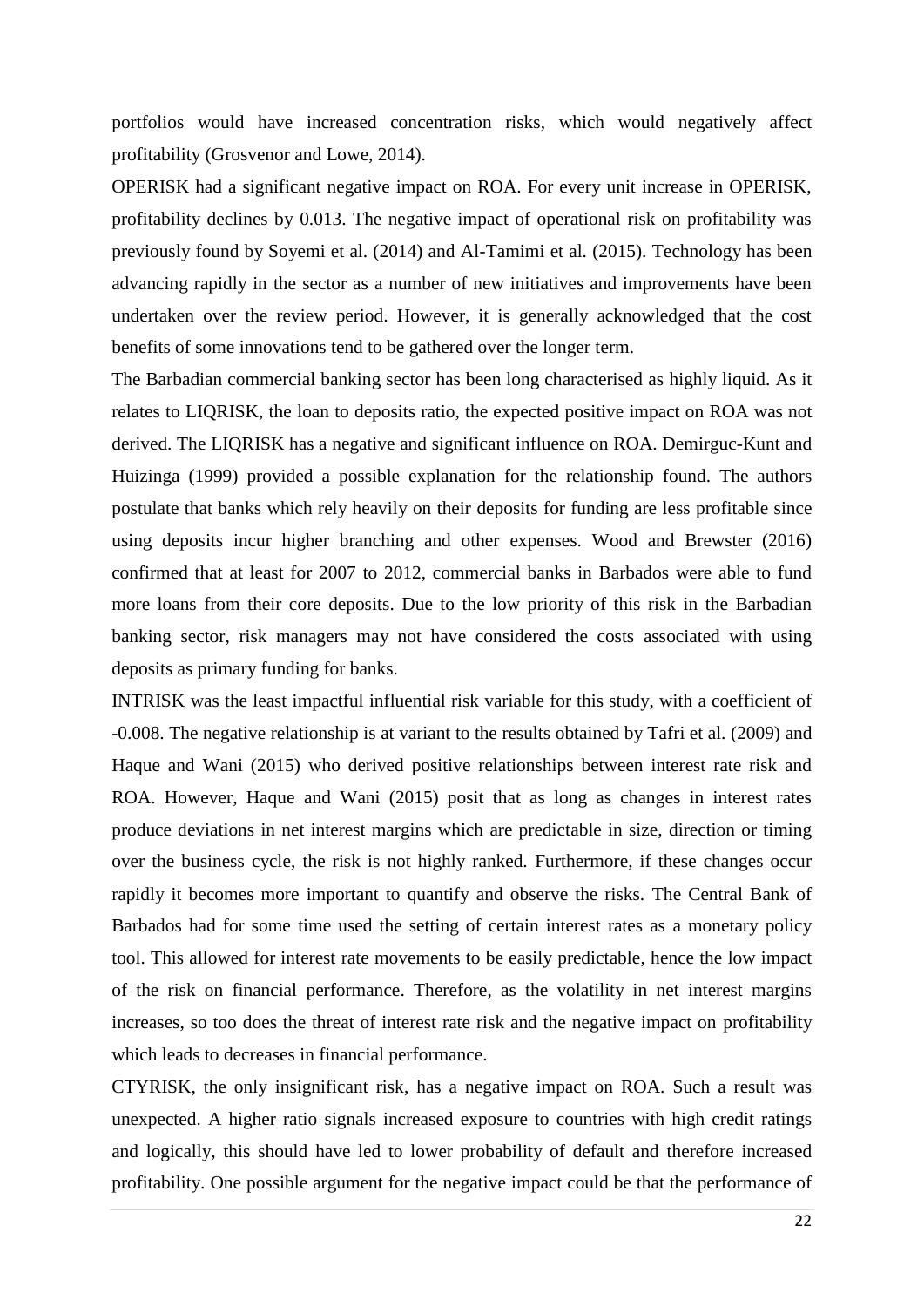portfolios would have increased concentration risks, which would negatively affect profitability (Grosvenor and Lowe, 2014).

OPERISK had a significant negative impact on ROA. For every unit increase in OPERISK, profitability declines by 0.013. The negative impact of operational risk on profitability was previously found by Soyemi et al. (2014) and Al-Tamimi et al. (2015). Technology has been advancing rapidly in the sector as a number of new initiatives and improvements have been undertaken over the review period. However, it is generally acknowledged that the cost benefits of some innovations tend to be gathered over the longer term.

The Barbadian commercial banking sector has been long characterised as highly liquid. As it relates to LIQRISK, the loan to deposits ratio, the expected positive impact on ROA was not derived. The LIQRISK has a negative and significant influence on ROA. Demirguc-Kunt and Huizinga (1999) provided a possible explanation for the relationship found. The authors postulate that banks which rely heavily on their deposits for funding are less profitable since using deposits incur higher branching and other expenses. Wood and Brewster (2016) confirmed that at least for 2007 to 2012, commercial banks in Barbados were able to fund more loans from their core deposits. Due to the low priority of this risk in the Barbadian banking sector, risk managers may not have considered the costs associated with using deposits as primary funding for banks.

INTRISK was the least impactful influential risk variable for this study, with a coefficient of -0.008. The negative relationship is at variant to the results obtained by Tafri et al. (2009) and Haque and Wani (2015) who derived positive relationships between interest rate risk and ROA. However, Haque and Wani (2015) posit that as long as changes in interest rates produce deviations in net interest margins which are predictable in size, direction or timing over the business cycle, the risk is not highly ranked. Furthermore, if these changes occur rapidly it becomes more important to quantify and observe the risks. The Central Bank of Barbados had for some time used the setting of certain interest rates as a monetary policy tool. This allowed for interest rate movements to be easily predictable, hence the low impact of the risk on financial performance. Therefore, as the volatility in net interest margins increases, so too does the threat of interest rate risk and the negative impact on profitability which leads to decreases in financial performance.

CTYRISK, the only insignificant risk, has a negative impact on ROA. Such a result was unexpected. A higher ratio signals increased exposure to countries with high credit ratings and logically, this should have led to lower probability of default and therefore increased profitability. One possible argument for the negative impact could be that the performance of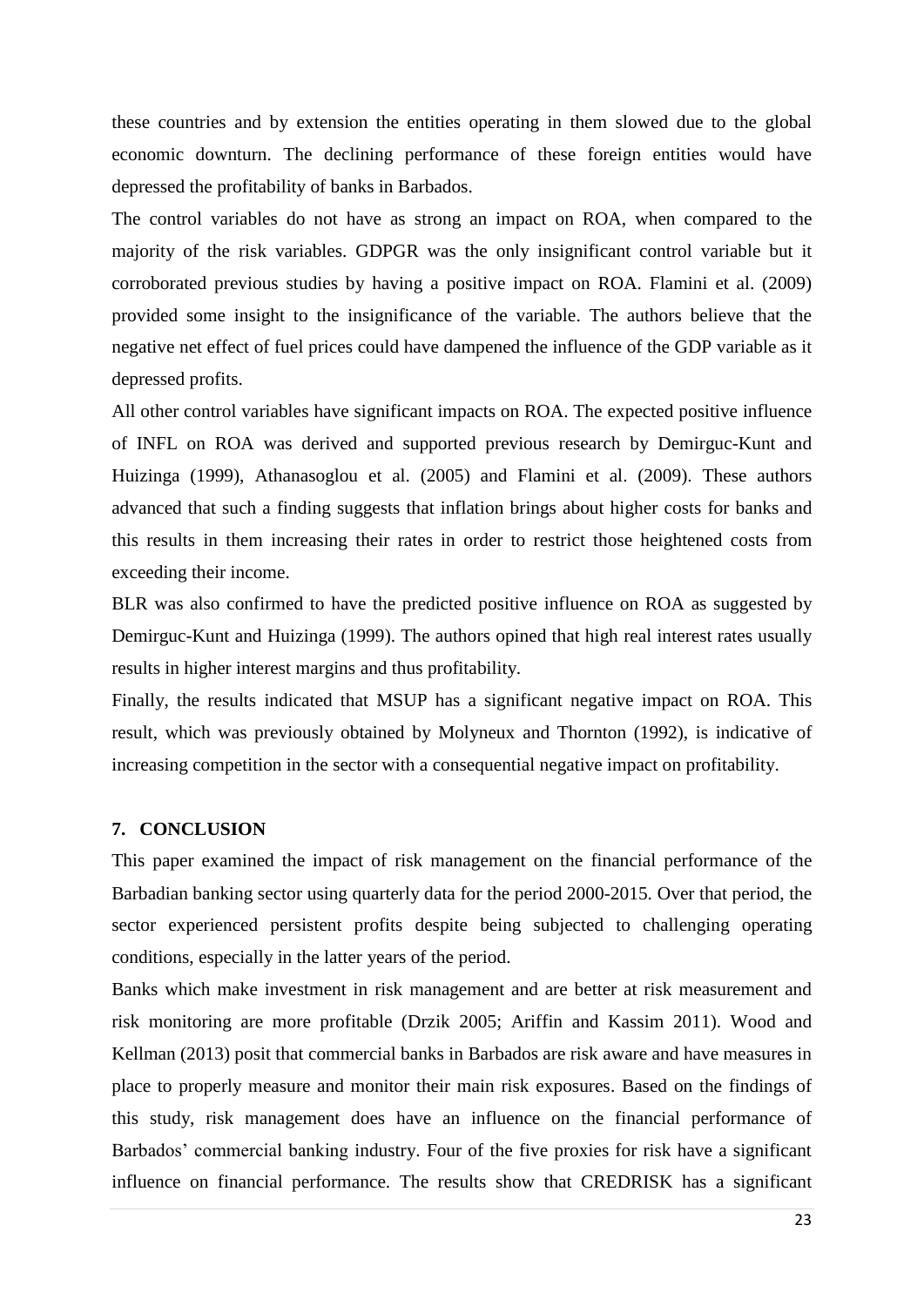these countries and by extension the entities operating in them slowed due to the global economic downturn. The declining performance of these foreign entities would have depressed the profitability of banks in Barbados.

The control variables do not have as strong an impact on ROA, when compared to the majority of the risk variables. GDPGR was the only insignificant control variable but it corroborated previous studies by having a positive impact on ROA. Flamini et al. (2009) provided some insight to the insignificance of the variable. The authors believe that the negative net effect of fuel prices could have dampened the influence of the GDP variable as it depressed profits.

All other control variables have significant impacts on ROA. The expected positive influence of INFL on ROA was derived and supported previous research by Demirguc-Kunt and Huizinga (1999), Athanasoglou et al. (2005) and Flamini et al. (2009). These authors advanced that such a finding suggests that inflation brings about higher costs for banks and this results in them increasing their rates in order to restrict those heightened costs from exceeding their income.

BLR was also confirmed to have the predicted positive influence on ROA as suggested by Demirguc-Kunt and Huizinga (1999). The authors opined that high real interest rates usually results in higher interest margins and thus profitability.

Finally, the results indicated that MSUP has a significant negative impact on ROA. This result, which was previously obtained by Molyneux and Thornton (1992), is indicative of increasing competition in the sector with a consequential negative impact on profitability.

## 7. CONCLUSION

This paper examined the impact of risk management on the financial performance of the Barbadian banking sector using quarterly data for the period 2000-2015. Over that period, the sector experienced persistent profits despite being subjected to challenging operating conditions, especially in the latter years of the period.

Banks which make investment in risk management and are better at risk measurement and risk monitoring are more profitable (Drzik 2005; Ariffin and Kassim 2011). Wood and Kellman (2013) posit that commercial banks in Barbados are risk aware and have measures in place to properly measure and monitor their main risk exposures. Based on the findings of this study, risk management does have an influence on the financial performance of Barbados' commercial banking industry. Four of the five proxies for risk have a significant influence on financial performance. The results show that CREDRISK has a significant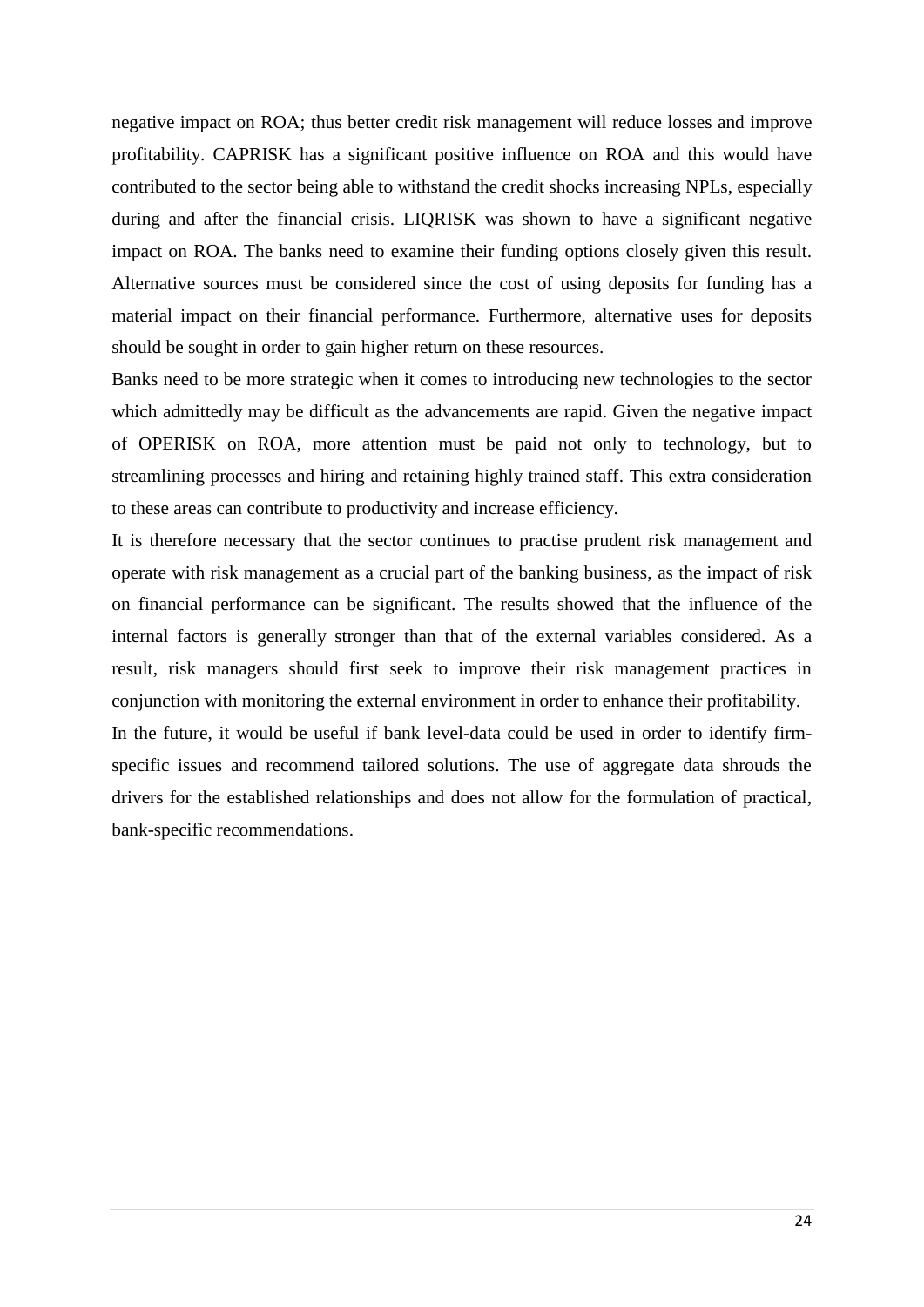negative impact on ROA; thus better credit risk management will reduce losses and improve profitability. CAPRISK has a significant positive influence on ROA and this would have contributed to the sector being able to withstand the credit shocks increasing NPLs, especially during and after the financial crisis. LIQRISK was shown to have a significant negative impact on ROA. The banks need to examine their funding options closely given this result. Alternative sources must be considered since the cost of using deposits for funding has a material impact on their financial performance. Furthermore, alternative uses for deposits should be sought in order to gain higher return on these resources.

Banks need to be more strategic when it comes to introducing new technologies to the sector which admittedly may be difficult as the advancements are rapid. Given the negative impact of OPERISK on ROA, more attention must be paid not only to technology, but to streamlining processes and hiring and retaining highly trained staff. This extra consideration to these areas can contribute to productivity and increase efficiency.

It is therefore necessary that the sector continues to practise prudent risk management and operate with risk management as a crucial part of the banking business, as the impact of risk on financial performance can be significant. The results showed that the influence of the internal factors is generally stronger than that of the external variables considered. As a result, risk managers should first seek to improve their risk management practices in conjunction with monitoring the external environment in order to enhance their profitability.

In the future, it would be useful if bank level-data could be used in order to identify firm-specific issues and recommend tailored solutions. The use of aggregate data shrouds the drivers for the established relationships and does not allow for the formulation of practical, bank-specific recommendations.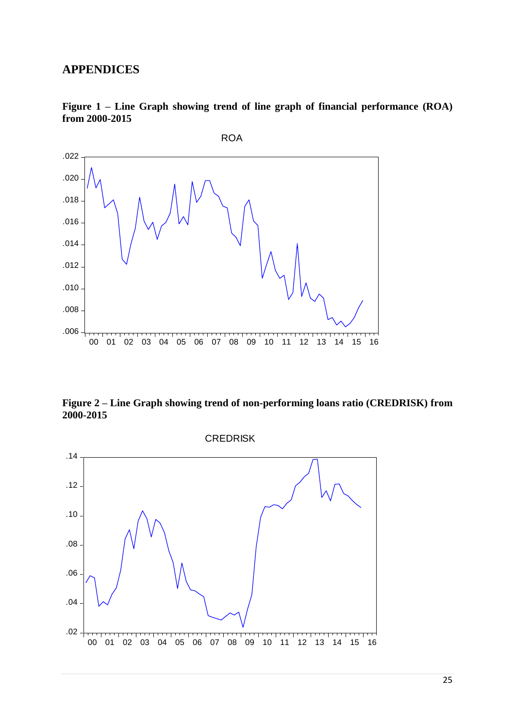# APPENDICES

**Figure 1 – Line Graph showing trend of line graph of financial performance (ROA) from 2000-2015**

**Figure 2 – Line Graph showing trend of non-performing loans ratio (CREDRISK) from 2000-2015**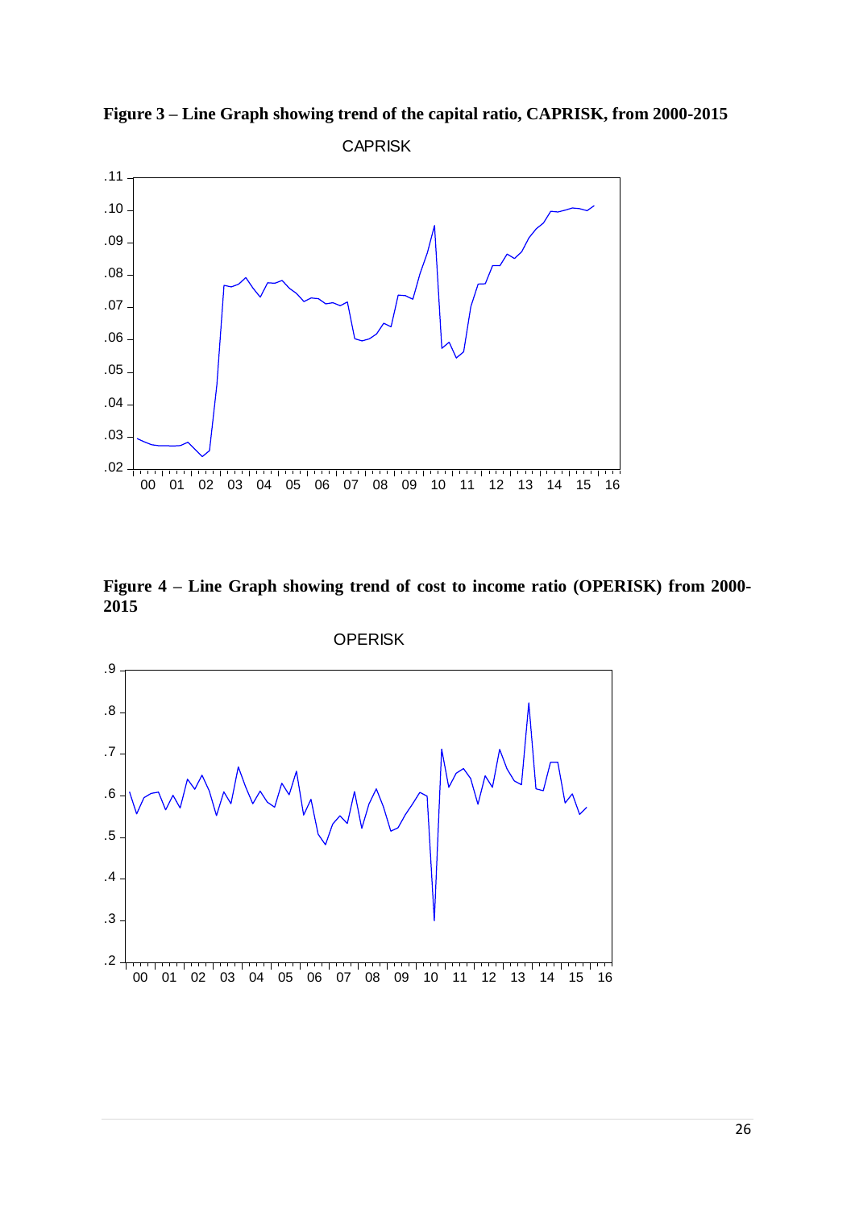**Figure 3 – Line Graph showing trend of the capital ratio, CAPRISK, from 2000-2015**

**Figure 4 – Line Graph showing trend of cost to income ratio (OPERISK) from 2000-2015**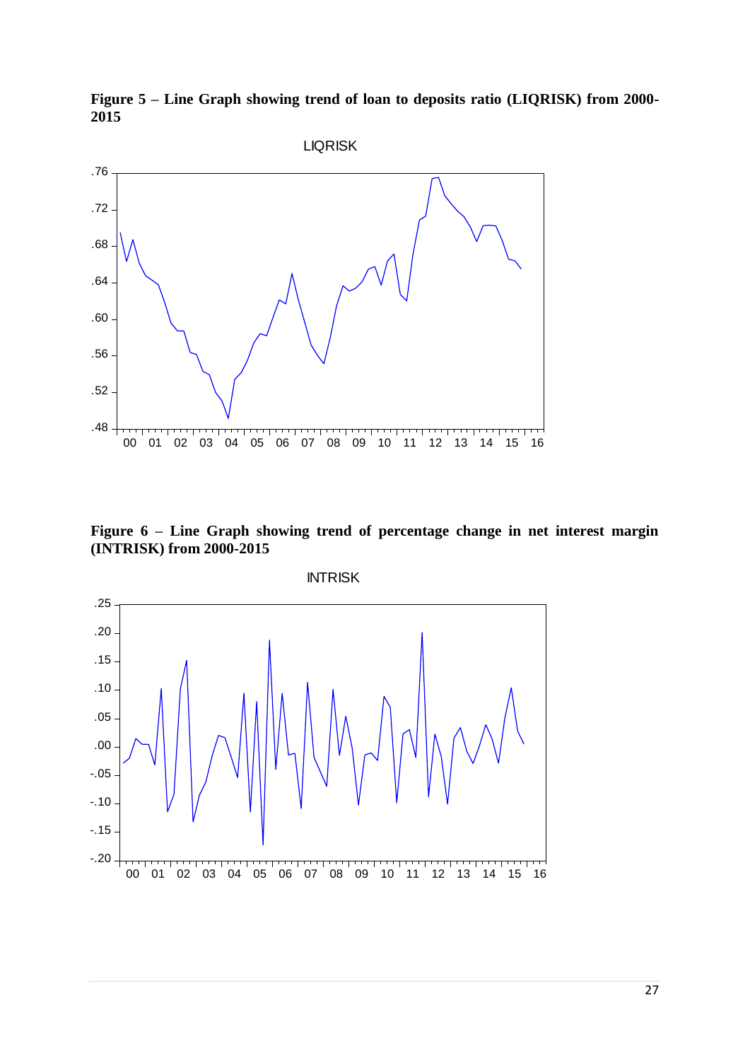**Figure 5 – Line Graph showing trend of loan to deposits ratio (LIQRISK) from 2000-2015**

**Figure 6 – Line Graph showing trend of percentage change in net interest margin (INTRISK) from 2000-2015**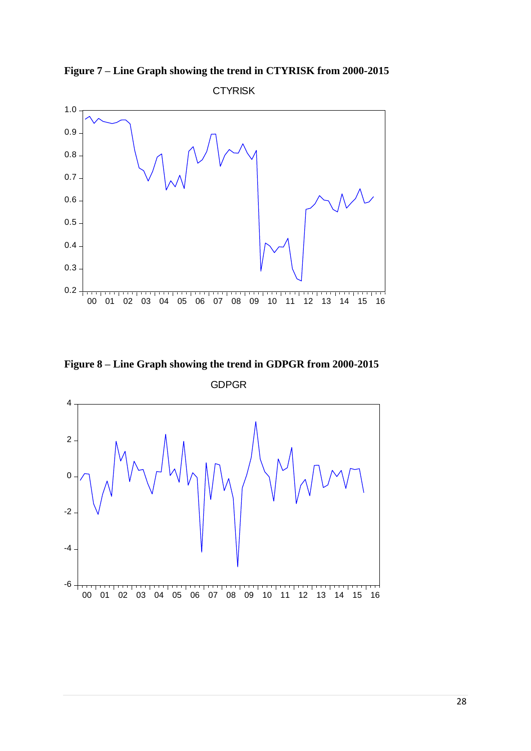**Figure 7 – Line Graph showing the trend in CTYRISK from 2000-2015**

**Figure 8 – Line Graph showing the trend in GDPGR from 2000-2015**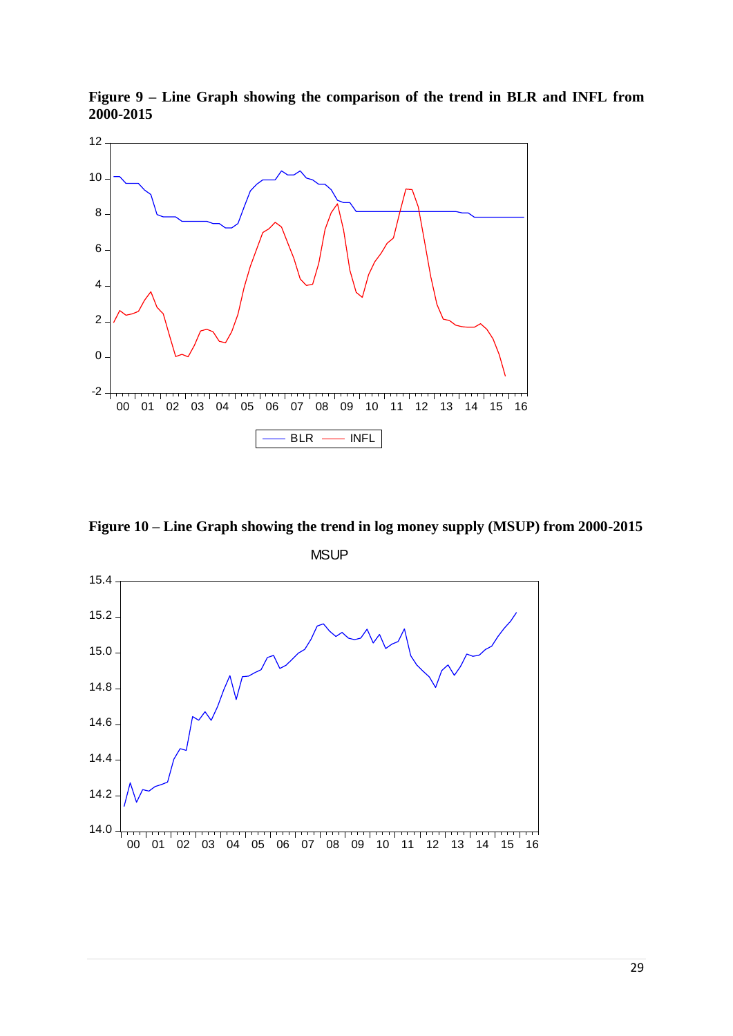**Figure 9 – Line Graph showing the comparison of the trend in BLR and INFL from 2000-2015**

**Figure 10 – Line Graph showing the trend in log money supply (MSUP) from 2000-2015**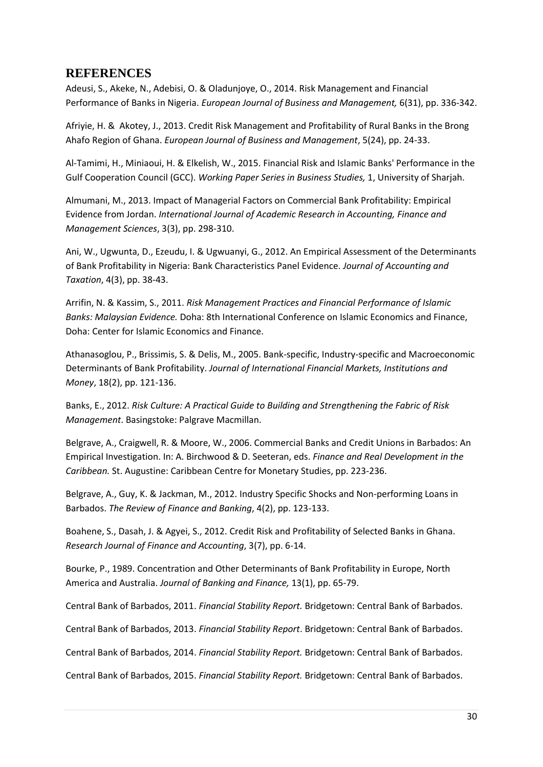## REFERENCES

Adeusi, S., Akeke, N., Adebisi, O. & Oladunjoye, O., 2014. Risk Management and Financial Performance of Banks in Nigeria. *European Journal of Business and Management,* 6(31), pp. 336-342.

Afriyie, H. & Akotey, J., 2013. Credit Risk Management and Profitability of Rural Banks in the Brong Ahafo Region of Ghana. *European Journal of Business and Management*, 5(24), pp. 24-33.

Al-Tamimi, H., Miniaoui, H. & Elkelish, W., 2015. Financial Risk and Islamic Banks' Performance in the Gulf Cooperation Council (GCC). *Working Paper Series in Business Studies,* 1, University of Sharjah.

Almumani, M., 2013. Impact of Managerial Factors on Commercial Bank Profitability: Empirical Evidence from Jordan. *International Journal of Academic Research in Accounting, Finance and Management Sciences*, 3(3), pp. 298-310.

Ani, W., Ugwunta, D., Ezeudu, I. & Ugwuanyi, G., 2012. An Empirical Assessment of the Determinants of Bank Profitability in Nigeria: Bank Characteristics Panel Evidence. *Journal of Accounting and Taxation*, 4(3), pp. 38-43.

Arrifin, N. & Kassim, S., 2011. *Risk Management Practices and Financial Performance of Islamic Banks: Malaysian Evidence.* Doha: 8th International Conference on Islamic Economics and Finance, Doha: Center for Islamic Economics and Finance.

Athanasoglou, P., Brissimis, S. & Delis, M., 2005. Bank-specific, Industry-specific and Macroeconomic Determinants of Bank Profitability. *Journal of International Financial Markets, Institutions and Money*, 18(2), pp. 121-136.

Banks, E., 2012. *Risk Culture: A Practical Guide to Building and Strengthening the Fabric of Risk Management*. Basingstoke: Palgrave Macmillan.

Belgrave, A., Craigwell, R. & Moore, W., 2006. Commercial Banks and Credit Unions in Barbados: An Empirical Investigation. In: A. Birchwood & D. Seeteran, eds. *Finance and Real Development in the Caribbean.* St. Augustine: Caribbean Centre for Monetary Studies, pp. 223-236.

Belgrave, A., Guy, K. & Jackman, M., 2012. Industry Specific Shocks and Non-performing Loans in Barbados. *The Review of Finance and Banking*, 4(2), pp. 123-133.

Boahene, S., Dasah, J. & Agyei, S., 2012. Credit Risk and Profitability of Selected Banks in Ghana. *Research Journal of Finance and Accounting*, 3(7), pp. 6-14.

Bourke, P., 1989. Concentration and Other Determinants of Bank Profitability in Europe, North America and Australia. *Journal of Banking and Finance,* 13(1), pp. 65-79.

Central Bank of Barbados, 2011. *Financial Stability Report.* Bridgetown: Central Bank of Barbados.

Central Bank of Barbados, 2013. *Financial Stability Report*. Bridgetown: Central Bank of Barbados.

Central Bank of Barbados, 2014. *Financial Stability Report.* Bridgetown: Central Bank of Barbados.

Central Bank of Barbados, 2015. *Financial Stability Report.* Bridgetown: Central Bank of Barbados.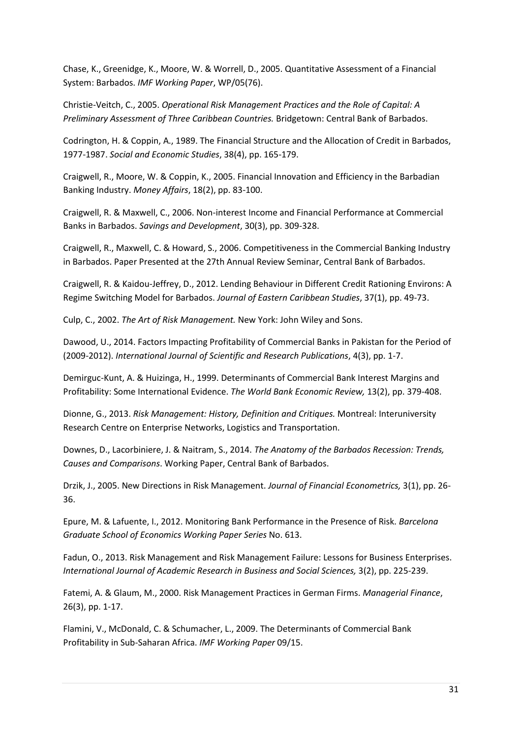Chase, K., Greenidge, K., Moore, W. & Worrell, D., 2005. Quantitative Assessment of a Financial System: Barbados. *IMF Working Paper*, WP/05(76).

Christie-Veitch, C., 2005. *Operational Risk Management Practices and the Role of Capital: A Preliminary Assessment of Three Caribbean Countries.* Bridgetown: Central Bank of Barbados.

Codrington, H. & Coppin, A., 1989. The Financial Structure and the Allocation of Credit in Barbados, 1977-1987. *Social and Economic Studies*, 38(4), pp. 165-179.

Craigwell, R., Moore, W. & Coppin, K., 2005. Financial Innovation and Efficiency in the Barbadian Banking Industry. *Money Affairs*, 18(2), pp. 83-100.

Craigwell, R. & Maxwell, C., 2006. Non-interest Income and Financial Performance at Commercial Banks in Barbados. *Savings and Development*, 30(3), pp. 309-328.

Craigwell, R., Maxwell, C. & Howard, S., 2006. Competitiveness in the Commercial Banking Industry in Barbados. Paper Presented at the 27th Annual Review Seminar, Central Bank of Barbados.

Craigwell, R. & Kaidou-Jeffrey, D., 2012. Lending Behaviour in Different Credit Rationing Environs: A Regime Switching Model for Barbados. *Journal of Eastern Caribbean Studies*, 37(1), pp. 49-73.

Culp, C., 2002. *The Art of Risk Management.* New York: John Wiley and Sons.

Dawood, U., 2014. Factors Impacting Profitability of Commercial Banks in Pakistan for the Period of (2009-2012). *International Journal of Scientific and Research Publications*, 4(3), pp. 1-7.

Demirguc-Kunt, A. & Huizinga, H., 1999. Determinants of Commercial Bank Interest Margins and Profitability: Some International Evidence. *The World Bank Economic Review,* 13(2), pp. 379-408.

Dionne, G., 2013. *Risk Management: History, Definition and Critiques.* Montreal: Interuniversity Research Centre on Enterprise Networks, Logistics and Transportation.

Downes, D., Lacorbiniere, J. & Naitram, S., 2014. *The Anatomy of the Barbados Recession: Trends, Causes and Comparisons*. Working Paper, Central Bank of Barbados.

Drzik, J., 2005. New Directions in Risk Management. *Journal of Financial Econometrics,* 3(1), pp. 26-36.

Epure, M. & Lafuente, I., 2012. Monitoring Bank Performance in the Presence of Risk. *Barcelona Graduate School of Economics Working Paper Series* No. 613.

Fadun, O., 2013. Risk Management and Risk Management Failure: Lessons for Business Enterprises. *International Journal of Academic Research in Business and Social Sciences,* 3(2), pp. 225-239.

Fatemi, A. & Glaum, M., 2000. Risk Management Practices in German Firms. *Managerial Finance*, 26(3), pp. 1-17.

Flamini, V., McDonald, C. & Schumacher, L., 2009. The Determinants of Commercial Bank Profitability in Sub-Saharan Africa. *IMF Working Paper* 09/15.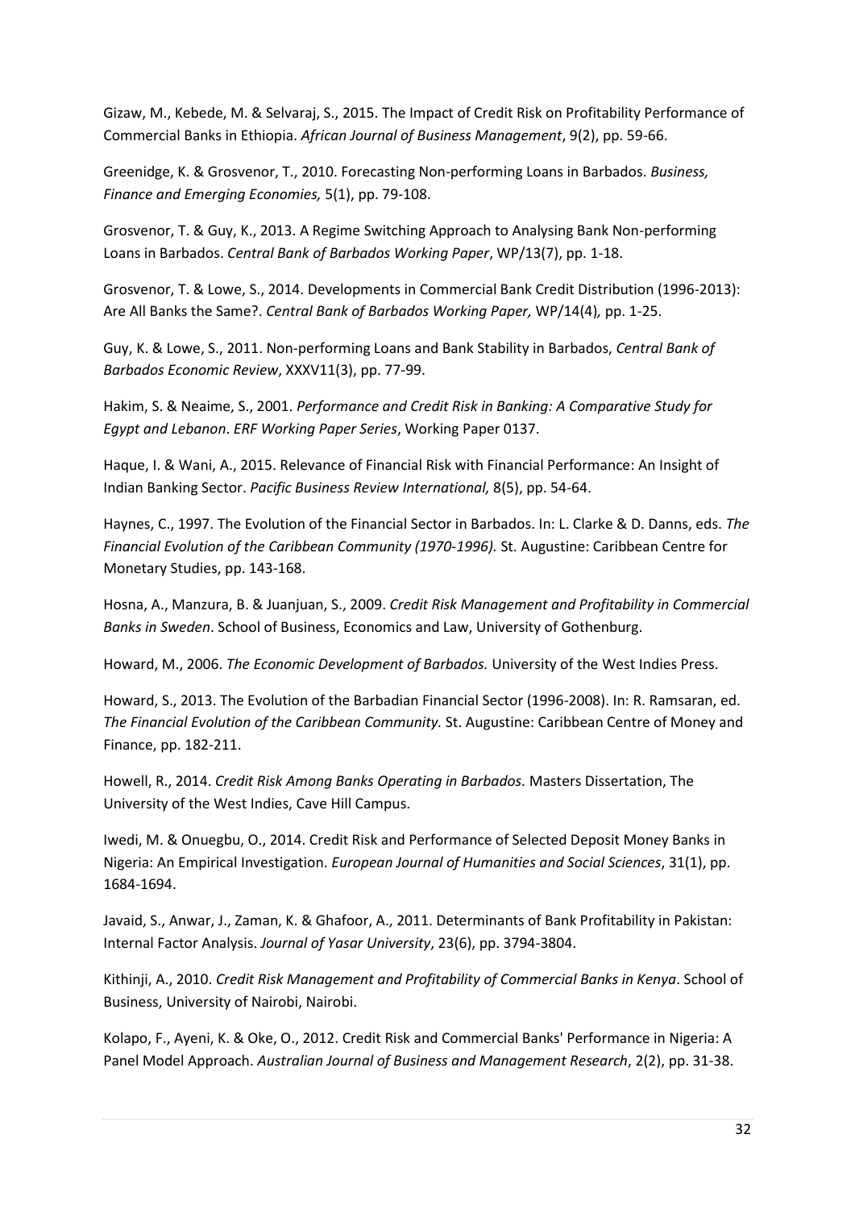Gizaw, M., Kebede, M. & Selvaraj, S., 2015. The Impact of Credit Risk on Profitability Performance of Commercial Banks in Ethiopia. *African Journal of Business Management*, 9(2), pp. 59-66.

Greenidge, K. & Grosvenor, T., 2010. Forecasting Non-performing Loans in Barbados. *Business, Finance and Emerging Economies,* 5(1), pp. 79-108.

Grosvenor, T. & Guy, K., 2013. A Regime Switching Approach to Analysing Bank Non-performing Loans in Barbados. *Central Bank of Barbados Working Paper*, WP/13(7), pp. 1-18.

Grosvenor, T. & Lowe, S., 2014. Developments in Commercial Bank Credit Distribution (1996-2013): Are All Banks the Same?. *Central Bank of Barbados Working Paper,* WP/14(4)*,* pp. 1-25.

Guy, K. & Lowe, S., 2011. Non-performing Loans and Bank Stability in Barbados, *Central Bank of Barbados Economic Review*, XXXV11(3), pp. 77-99.

Hakim, S. & Neaime, S., 2001. *Performance and Credit Risk in Banking: A Comparative Study for Egypt and Lebanon*. *ERF Working Paper Series*, Working Paper 0137.

Haque, I. & Wani, A., 2015. Relevance of Financial Risk with Financial Performance: An Insight of Indian Banking Sector. *Pacific Business Review International,* 8(5), pp. 54-64.

Haynes, C., 1997. The Evolution of the Financial Sector in Barbados. In: L. Clarke & D. Danns, eds. *The Financial Evolution of the Caribbean Community (1970-1996).* St. Augustine: Caribbean Centre for Monetary Studies, pp. 143-168.

Hosna, A., Manzura, B. & Juanjuan, S., 2009. *Credit Risk Management and Profitability in Commercial Banks in Sweden*. School of Business, Economics and Law, University of Gothenburg.

Howard, M., 2006. *The Economic Development of Barbados.* University of the West Indies Press.

Howard, S., 2013. The Evolution of the Barbadian Financial Sector (1996-2008). In: R. Ramsaran, ed. *The Financial Evolution of the Caribbean Community.* St. Augustine: Caribbean Centre of Money and Finance, pp. 182-211.

Howell, R., 2014. *Credit Risk Among Banks Operating in Barbados.* Masters Dissertation, The University of the West Indies, Cave Hill Campus.

Iwedi, M. & Onuegbu, O., 2014. Credit Risk and Performance of Selected Deposit Money Banks in Nigeria: An Empirical Investigation. *European Journal of Humanities and Social Sciences*, 31(1), pp. 1684-1694.

Javaid, S., Anwar, J., Zaman, K. & Ghafoor, A., 2011. Determinants of Bank Profitability in Pakistan: Internal Factor Analysis. *Journal of Yasar University*, 23(6), pp. 3794-3804.

Kithinji, A., 2010. *Credit Risk Management and Profitability of Commercial Banks in Kenya*. School of Business, University of Nairobi, Nairobi.

Kolapo, F., Ayeni, K. & Oke, O., 2012. Credit Risk and Commercial Banks' Performance in Nigeria: A Panel Model Approach. *Australian Journal of Business and Management Research*, 2(2), pp. 31-38.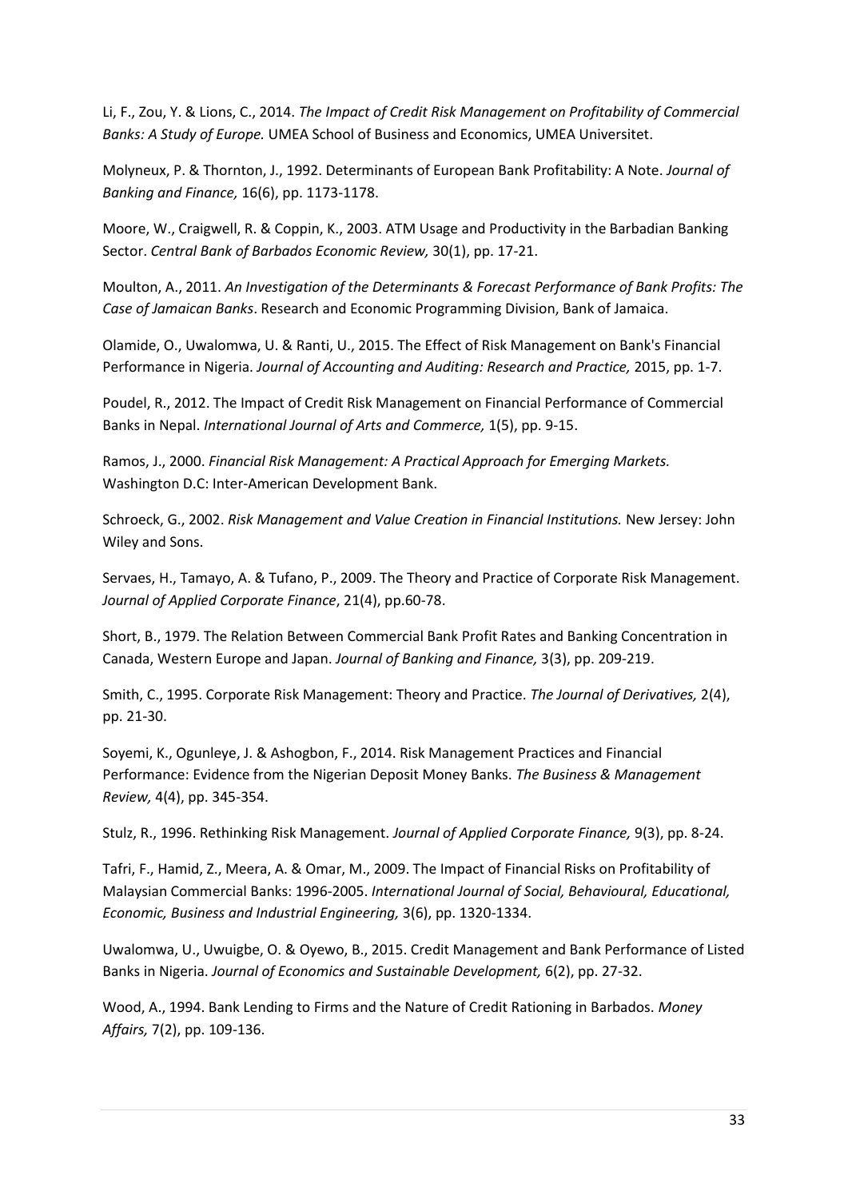Li, F., Zou, Y. & Lions, C., 2014. *The Impact of Credit Risk Management on Profitability of Commercial Banks: A Study of Europe.* UMEA School of Business and Economics, UMEA Universitet.

Molyneux, P. & Thornton, J., 1992. Determinants of European Bank Profitability: A Note. *Journal of Banking and Finance,* 16(6), pp. 1173-1178.

Moore, W., Craigwell, R. & Coppin, K., 2003. ATM Usage and Productivity in the Barbadian Banking Sector. *Central Bank of Barbados Economic Review,* 30(1), pp. 17-21.

Moulton, A., 2011. *An Investigation of the Determinants & Forecast Performance of Bank Profits: The Case of Jamaican Banks*. Research and Economic Programming Division, Bank of Jamaica.

Olamide, O., Uwalomwa, U. & Ranti, U., 2015. The Effect of Risk Management on Bank's Financial Performance in Nigeria. *Journal of Accounting and Auditing: Research and Practice,* 2015, pp. 1-7.

Poudel, R., 2012. The Impact of Credit Risk Management on Financial Performance of Commercial Banks in Nepal. *International Journal of Arts and Commerce,* 1(5), pp. 9-15.

Ramos, J., 2000. *Financial Risk Management: A Practical Approach for Emerging Markets.* Washington D.C: Inter-American Development Bank.

Schroeck, G., 2002. *Risk Management and Value Creation in Financial Institutions.* New Jersey: John Wiley and Sons.

Servaes, H., Tamayo, A. & Tufano, P., 2009. The Theory and Practice of Corporate Risk Management. *Journal of Applied Corporate Finance*, 21(4), pp.60-78.

Short, B., 1979. The Relation Between Commercial Bank Profit Rates and Banking Concentration in Canada, Western Europe and Japan. *Journal of Banking and Finance,* 3(3), pp. 209-219.

Smith, C., 1995. Corporate Risk Management: Theory and Practice. *The Journal of Derivatives,* 2(4), pp. 21-30.

Soyemi, K., Ogunleye, J. & Ashogbon, F., 2014. Risk Management Practices and Financial Performance: Evidence from the Nigerian Deposit Money Banks. *The Business & Management Review,* 4(4), pp. 345-354.

Stulz, R., 1996. Rethinking Risk Management. *Journal of Applied Corporate Finance,* 9(3), pp. 8-24.

Tafri, F., Hamid, Z., Meera, A. & Omar, M., 2009. The Impact of Financial Risks on Profitability of Malaysian Commercial Banks: 1996-2005. *International Journal of Social, Behavioural, Educational, Economic, Business and Industrial Engineering,* 3(6), pp. 1320-1334.

Uwalomwa, U., Uwuigbe, O. & Oyewo, B., 2015. Credit Management and Bank Performance of Listed Banks in Nigeria. *Journal of Economics and Sustainable Development,* 6(2), pp. 27-32.

Wood, A., 1994. Bank Lending to Firms and the Nature of Credit Rationing in Barbados. *Money Affairs,* 7(2), pp. 109-136.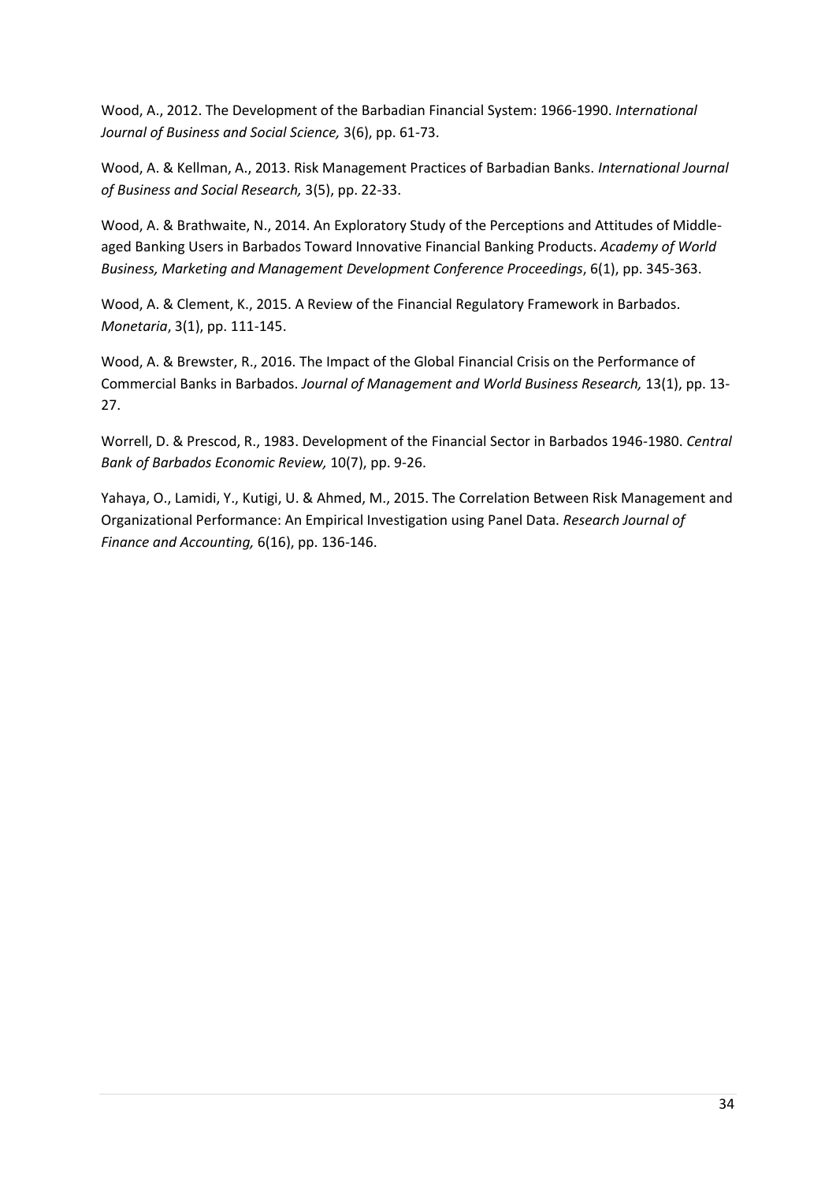Wood, A., 2012. The Development of the Barbadian Financial System: 1966-1990. *International Journal of Business and Social Science,* 3(6), pp. 61-73.

Wood, A. & Kellman, A., 2013. Risk Management Practices of Barbadian Banks. *International Journal of Business and Social Research,* 3(5), pp. 22-33.

Wood, A. & Brathwaite, N., 2014. An Exploratory Study of the Perceptions and Attitudes of Middle-aged Banking Users in Barbados Toward Innovative Financial Banking Products. *Academy of World Business, Marketing and Management Development Conference Proceedings*, 6(1), pp. 345-363.

Wood, A. & Clement, K., 2015. A Review of the Financial Regulatory Framework in Barbados. *Monetaria*, 3(1), pp. 111-145.

Wood, A. & Brewster, R., 2016. The Impact of the Global Financial Crisis on the Performance of Commercial Banks in Barbados. *Journal of Management and World Business Research,* 13(1), pp. 13-27.

Worrell, D. & Prescod, R., 1983. Development of the Financial Sector in Barbados 1946-1980. *Central Bank of Barbados Economic Review,* 10(7), pp. 9-26.

Yahaya, O., Lamidi, Y., Kutigi, U. & Ahmed, M., 2015. The Correlation Between Risk Management and Organizational Performance: An Empirical Investigation using Panel Data. *Research Journal of Finance and Accounting,* 6(16), pp. 136-146.